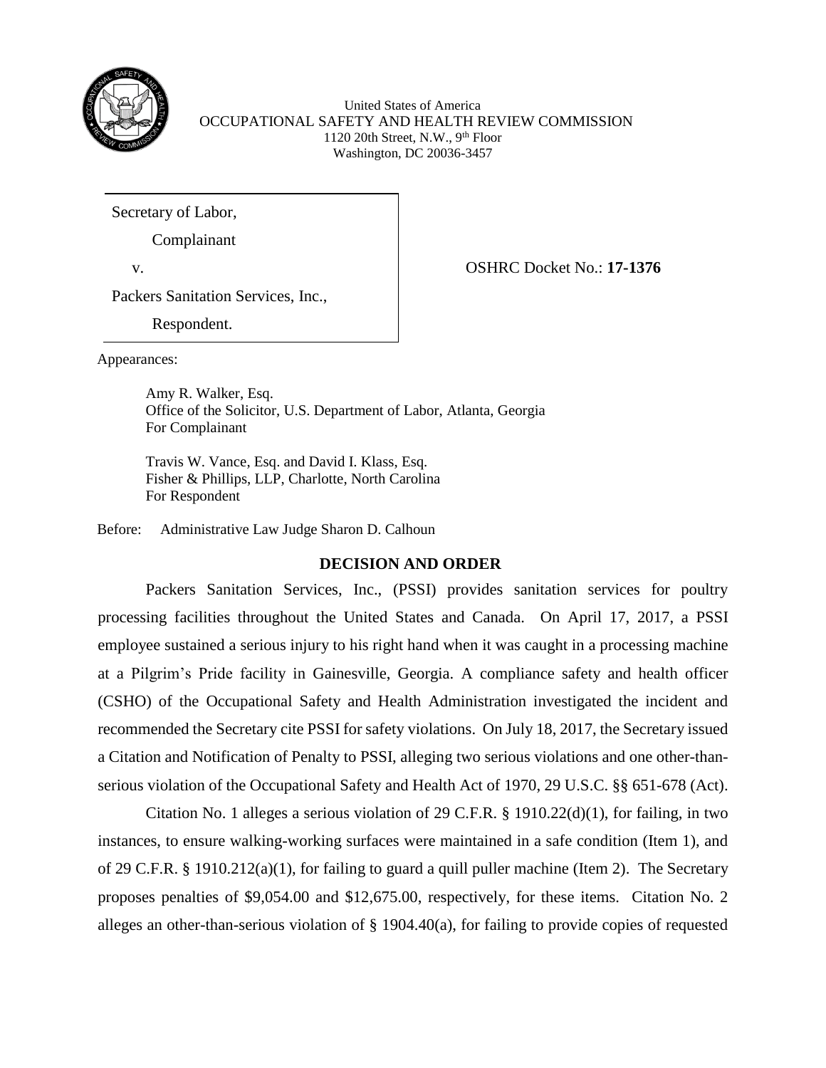United States of America
OCCUPATIONAL SAFETY AND HEALTH REVIEW COMMISSION
1120 20th Street, N.W., 9th Floor
Washington, DC 20036-3457

Secretary of Label,

Complainant

v.

Packers Sanitation Services, Inc.,

Respondent.

OSHRC Docket No.: **17-1376**

Appearances:

Amy R. Walker, Esq.
Office of the Solicitor, U.S. Department of Labor, Atlanta, Georgia
For Complainant

Travis W. Vance, Esq. and David I. Klass, Esq.
Fisher & Phillips, LLP, Charlotte, North Carolina
For Respondent

Before: Administrative Law Judge Sharon D. Calhoun

## DECISION AND ORDER

Packers Sanitation Services, Inc., (PSSI) provides sanitation services for poultry processing facilities throughout the United States and Canada. On April 17, 2017, a PSSI employee sustained a serious injury to his right hand when it was caught in a processing machine at a Pilgrim's Pride facility in Gainesville, Georgia. A compliance safety and health officer (CSHO) of the Occupational Safety and Health Administration investigated the incident and recommended the Secretary cite PSSI for safety violations. On July 18, 2017, the Secretary issued a Citation and Notification of Penalty to PSSI, alleging two serious violations and one other-than-serious violation of the Occupational Safety and Health Act of 1970, 29 U.S.C. §§ 651-678 (Act).

Citation No. 1 alleges a serious violation of 29 C.F.R. § 1910.22(d)(1), for failing, in two instances, to ensure walking-working surfaces were maintained in a safe condition (Item 1), and of 29 C.F.R. § 1910.212(a)(1), for failing to guard a quill puller machine (Item 2). The Secretary proposes penalties of $9,054.00 and $12,675.00, respectively, for these items. Citation No. 2 alleges an other-than-serious violation of § 1904.40(a), for failing to provide copies of requested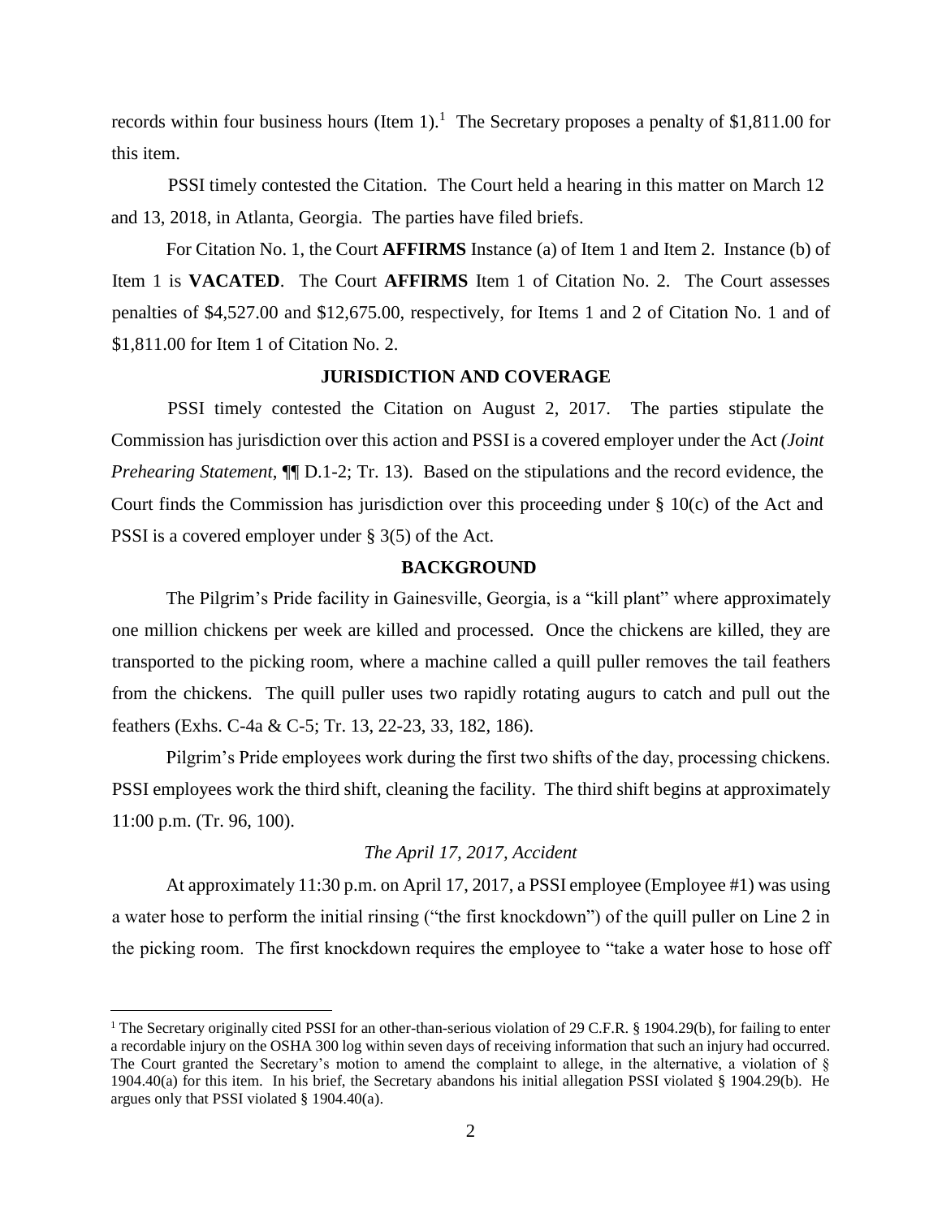records within four business hours (Item 1).[1] The Secretary proposes a penalty of $1,811.00 for this item.

PSSI timely contested the Citation. The Court held a hearing in this matter on March 12 and 13, 2018, in Atlanta, Georgia. The parties have filed briefs.

For Citation No. 1, the Court **AFFIRMS** Instance (a) of Item 1 and Item 2. Instance (b) of Item 1 is **VACATED**. The Court **AFFIRMS** Item 1 of Citation No. 2. The Court assesses penalties of $4,527.00 and $12,675.00, respectively, for Items 1 and 2 of Citation No. 1 and of $1,811.00 for Item 1 of Citation No. 2.

## JURISDICTION AND COVERAGE

PSSI timely contested the Citation on August 2, 2017. The parties stipulate the Commission has jurisdiction over this action and PSSI is a covered employer under the Act *(Joint Prehearing Statement*, ¶¶ D.1-2; Tr. 13). Based on the stipulations and the record evidence, the Court finds the Commission has jurisdiction over this proceeding under § 10(c) of the Act and PSSI is a covered employer under § 3(5) of the Act.

## BACKGROUND

The Pilgrim's Pride facility in Gainesville, Georgia, is a "kill plant" where approximately one million chickens per week are killed and processed. Once the chickens are killed, they are transported to the picking room, where a machine called a quill puller removes the tail feathers from the chickens. The quill puller uses two rapidly rotating augurs to catch and pull out the feathers (Exhs. C-4a & C-5; Tr. 13, 22-23, 33, 182, 186).

Pilgrim's Pride employees work during the first two shifts of the day, processing chickens. PSSI employees work the third shift, cleaning the facility. The third shift begins at approximately 11:00 p.m. (Tr. 96, 100).

### *The April 17, 2017, Accident*

At approximately 11:30 p.m. on April 17, 2017, a PSSI employee (Employee #1) was using a water hose to perform the initial rinsing ("the first knockdown") of the quill puller on Line 2 in the picking room. The first knockdown requires the employee to "take a water hose to hose off

---

[1] The Secretary originally cited PSSI for an other-than-serious violation of 29 C.F.R. § 1904.29(b), for failing to enter a recordable injury on the OSHA 300 log within seven days of receiving information that such an injury had occurred. The Court granted the Secretary's motion to amend the complaint to allege, in the alternative, a violation of § 1904.40(a) for this item. In his brief, the Secretary abandons his initial allegation PSSI violated § 1904.29(b). He argues only that PSSI violated § 1904.40(a).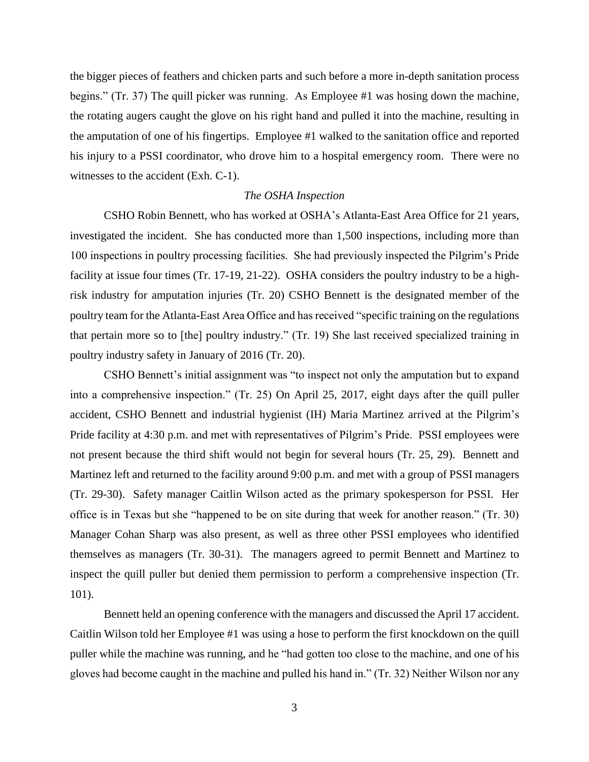the bigger pieces of feathers and chicken parts and such before a more in-depth sanitation process begins." (Tr. 37) The quill picker was running. As Employee #1 was hosing down the machine, the rotating augers caught the glove on his right hand and pulled it into the machine, resulting in the amputation of one of his fingertips. Employee #1 walked to the sanitation office and reported his injury to a PSSI coordinator, who drove him to a hospital emergency room. There were no witnesses to the accident (Exh. C-1).

*The OSHA Inspection*

CSHO Robin Bennett, who has worked at OSHA's Atlanta-East Area Office for 21 years, investigated the incident. She has conducted more than 1,500 inspections, including more than 100 inspections in poultry processing facilities. She had previously inspected the Pilgrim's Pride facility at issue four times (Tr. 17-19, 21-22). OSHA considers the poultry industry to be a high-risk industry for amputation injuries (Tr. 20) CSHO Bennett is the designated member of the poultry team for the Atlanta-East Area Office and has received "specific training on the regulations that pertain more so to [the] poultry industry." (Tr. 19) She last received specialized training in poultry industry safety in January of 2016 (Tr. 20).

CSHO Bennett's initial assignment was "to inspect not only the amputation but to expand into a comprehensive inspection." (Tr. 25) On April 25, 2017, eight days after the quill puller accident, CSHO Bennett and industrial hygienist (IH) Maria Martinez arrived at the Pilgrim's Pride facility at 4:30 p.m. and met with representatives of Pilgrim's Pride. PSSI employees were not present because the third shift would not begin for several hours (Tr. 25, 29). Bennett and Martinez left and returned to the facility around 9:00 p.m. and met with a group of PSSI managers (Tr. 29-30). Safety manager Caitlin Wilson acted as the primary spokesperson for PSSI. Her office is in Texas but she "happened to be on site during that week for another reason." (Tr. 30) Manager Cohan Sharp was also present, as well as three other PSSI employees who identified themselves as managers (Tr. 30-31). The managers agreed to permit Bennett and Martinez to inspect the quill puller but denied them permission to perform a comprehensive inspection (Tr. 101).

Bennett held an opening conference with the managers and discussed the April 17 accident. Caitlin Wilson told her Employee #1 was using a hose to perform the first knockdown on the quill puller while the machine was running, and he "had gotten too close to the machine, and one of his gloves had become caught in the machine and pulled his hand in." (Tr. 32) Neither Wilson nor any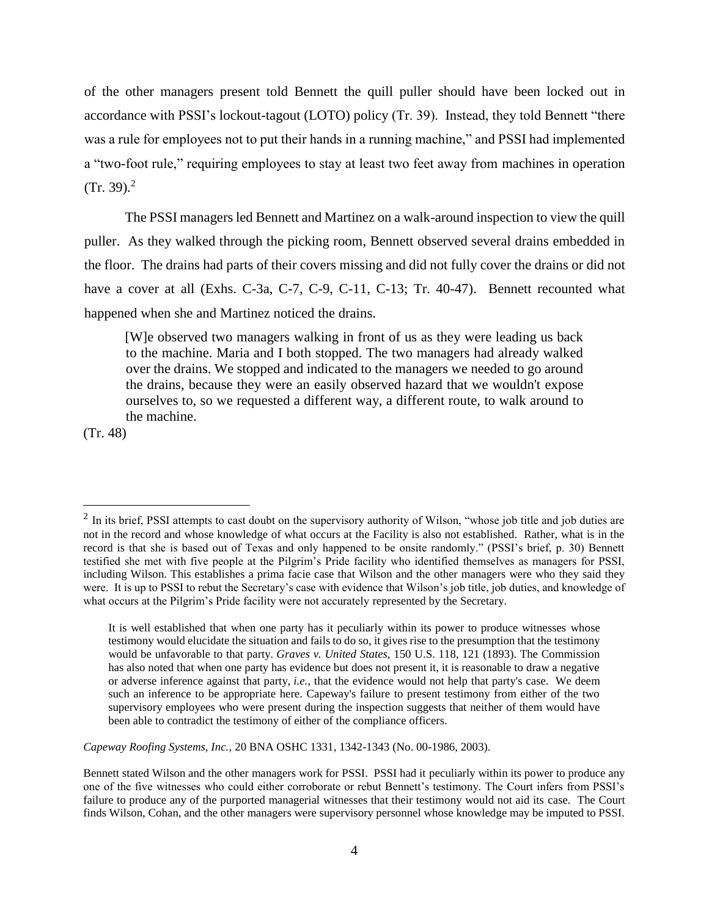of the other managers present told Bennett the quill puller should have been locked out in accordance with PSSI's lockout-tagout (LOTO) policy (Tr. 39). Instead, they told Bennett "there was a rule for employees not to put their hands in a running machine," and PSSI had implemented a "two-foot rule," requiring employees to stay at least two feet away from machines in operation (Tr. 39).[2]

The PSSI managers led Bennett and Martinez on a walk-around inspection to view the quill puller. As they walked through the picking room, Bennett observed several drains embedded in the floor. The drains had parts of their covers missing and did not fully cover the drains or did not have a cover at all (Exhs. C-3a, C-7, C-9, C-11, C-13; Tr. 40-47). Bennett recounted what happened when she and Martinez noticed the drains.

> [W]e observed two managers walking in front of us as they were leading us back to the machine. Maria and I both stopped. The two managers had already walked over the drains. We stopped and indicated to the managers we needed to go around the drains, because they were an easily observed hazard that we wouldn't expose ourselves to, so we requested a different way, a different route, to walk around to the machine.

(Tr. 48)

---

[2] In its brief, PSSI attempts to cast doubt on the supervisory authority of Wilson, "whose job title and job duties are not in the record and whose knowledge of what occurs at the Facility is also not established. Rather, what is in the record is that she is based out of Texas and only happened to be onsite randomly." (PSSI's brief, p. 30) Bennett testified she met with five people at the Pilgrim's Pride facility who identified themselves as managers for PSSI, including Wilson. This establishes a prima facie case that Wilson and the other managers were who they said they were. It is up to PSSI to rebut the Secretary's case with evidence that Wilson's job title, job duties, and knowledge of what occurs at the Pilgrim's Pride facility were not accurately represented by the Secretary.

> It is well established that when one party has it peculiarly within its power to produce witnesses whose testimony would elucidate the situation and fails to do so, it gives rise to the presumption that the testimony would be unfavorable to that party. *Graves v. United States*, 150 U.S. 118, 121 (1893). The Commission has also noted that when one party has evidence but does not present it, it is reasonable to draw a negative or adverse inference against that party, *i.e.*, that the evidence would not help that party's case. We deem such an inference to be appropriate here. Capeway's failure to present testimony from either of the two supervisory employees who were present during the inspection suggests that neither of them would have been able to contradict the testimony of either of the compliance officers.

*Capeway Roofing Systems, Inc.*, 20 BNA OSHC 1331, 1342-1343 (No. 00-1986, 2003).

Bennett stated Wilson and the other managers work for PSSI. PSSI had it peculiarly within its power to produce any one of the five witnesses who could either corroborate or rebut Bennett's testimony. The Court infers from PSSI's failure to produce any of the purported managerial witnesses that their testimony would not aid its case. The Court finds Wilson, Cohan, and the other managers were supervisory personnel whose knowledge may be imputed to PSSI.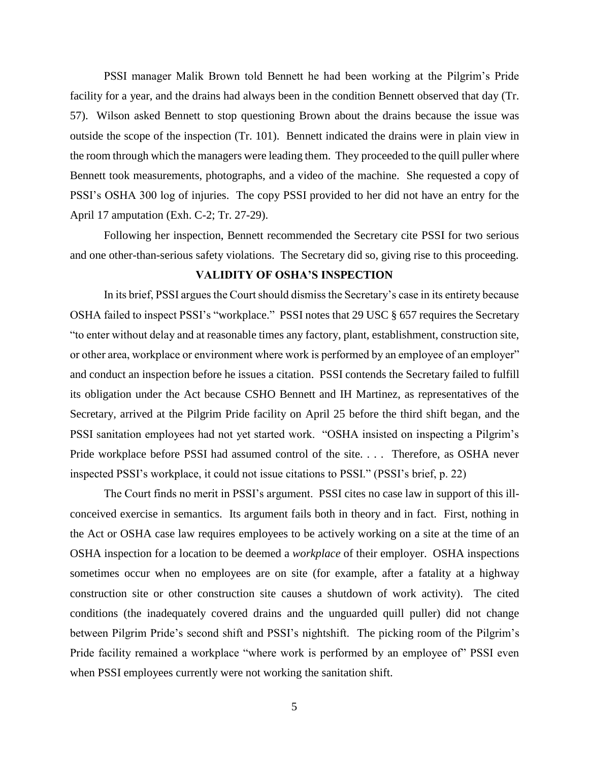PSSI manager Malik Brown told Bennett he had been working at the Pilgrim's Pride facility for a year, and the drains had always been in the condition Bennett observed that day (Tr. 57). Wilson asked Bennett to stop questioning Brown about the drains because the issue was outside the scope of the inspection (Tr. 101). Bennett indicated the drains were in plain view in the room through which the managers were leading them. They proceeded to the quill puller where Bennett took measurements, photographs, and a video of the machine. She requested a copy of PSSI's OSHA 300 log of injuries. The copy PSSI provided to her did not have an entry for the April 17 amputation (Exh. C-2; Tr. 27-29).

Following her inspection, Bennett recommended the Secretary cite PSSI for two serious and one other-than-serious safety violations. The Secretary did so, giving rise to this proceeding.

## VALIDITY OF OSHA'S INSPECTION

In its brief, PSSI argues the Court should dismiss the Secretary's case in its entirety because OSHA failed to inspect PSSI's "workplace." PSSI notes that 29 USC § 657 requires the Secretary "to enter without delay and at reasonable times any factory, plant, establishment, construction site, or other area, workplace or environment where work is performed by an employee of an employer" and conduct an inspection before he issues a citation. PSSI contends the Secretary failed to fulfill its obligation under the Act because CSHO Bennett and IH Martinez, as representatives of the Secretary, arrived at the Pilgrim Pride facility on April 25 before the third shift began, and the PSSI sanitation employees had not yet started work. "OSHA insisted on inspecting a Pilgrim's Pride workplace before PSSI had assumed control of the site. . . . Therefore, as OSHA never inspected PSSI's workplace, it could not issue citations to PSSI." (PSSI's brief, p. 22)

The Court finds no merit in PSSI's argument. PSSI cites no case law in support of this ill-conceived exercise in semantics. Its argument fails both in theory and in fact. First, nothing in the Act or OSHA case law requires employees to be actively working on a site at the time of an OSHA inspection for a location to be deemed a *workplace* of their employer. OSHA inspections sometimes occur when no employees are on site (for example, after a fatality at a highway construction site or other construction site causes a shutdown of work activity). The cited conditions (the inadequately covered drains and the unguarded quill puller) did not change between Pilgrim Pride's second shift and PSSI's nightshift. The picking room of the Pilgrim's Pride facility remained a workplace "where work is performed by an employee of" PSSI even when PSSI employees currently were not working the sanitation shift.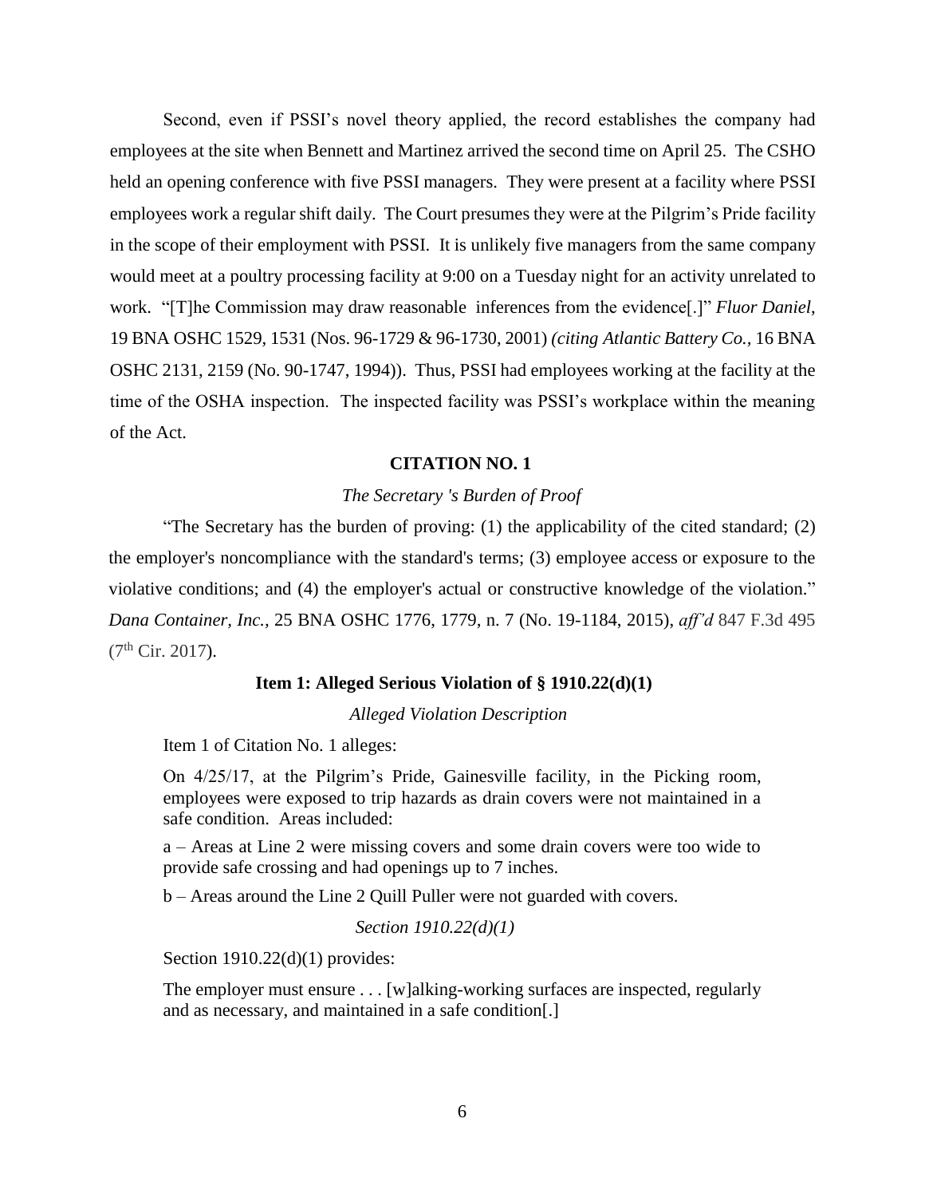Second, even if PSSI's novel theory applied, the record establishes the company had employees at the site when Bennett and Martinez arrived the second time on April 25. The CSHO held an opening conference with five PSSI managers. They were present at a facility where PSSI employees work a regular shift daily. The Court presumes they were at the Pilgrim's Pride facility in the scope of their employment with PSSI. It is unlikely five managers from the same company would meet at a poultry processing facility at 9:00 on a Tuesday night for an activity unrelated to work. "[T]he Commission may draw reasonable inferences from the evidence[.]" *Fluor Daniel*, 19 BNA OSHC 1529, 1531 (Nos. 96-1729 & 96-1730, 2001) *(citing Atlantic Battery Co.*, 16 BNA OSHC 2131, 2159 (No. 90-1747, 1994)). Thus, PSSI had employees working at the facility at the time of the OSHA inspection. The inspected facility was PSSI's workplace within the meaning of the Act.

## CITATION NO. 1

### *The Secretary 's Burden of Proof*

"The Secretary has the burden of proving: (1) the applicability of the cited standard; (2) the employer's noncompliance with the standard's terms; (3) employee access or exposure to the violative conditions; and (4) the employer's actual or constructive knowledge of the violation." *Dana Container, Inc.*, 25 BNA OSHC 1776, 1779, n. 7 (No. 19-1184, 2015), *aff'd* 847 F.3d 495 (7th Cir. 2017).

### **Item 1: Alleged Serious Violation of § 1910.22(d)(1)**

#### *Alleged Violation Description*

Item 1 of Citation No. 1 alleges:

> On 4/25/17, at the Pilgrim's Pride, Gainesville facility, in the Picking room, employees were exposed to trip hazards as drain covers were not maintained in a safe condition. Areas included:
>
> a – Areas at Line 2 were missing covers and some drain covers were too wide to provide safe crossing and had openings up to 7 inches.
>
> b – Areas around the Line 2 Quill Puller were not guarded with covers.

#### *Section 1910.22(d)(1)*

Section 1910.22(d)(1) provides:

> The employer must ensure . . . [w]alking-working surfaces are inspected, regularly and as necessary, and maintained in a safe condition[.]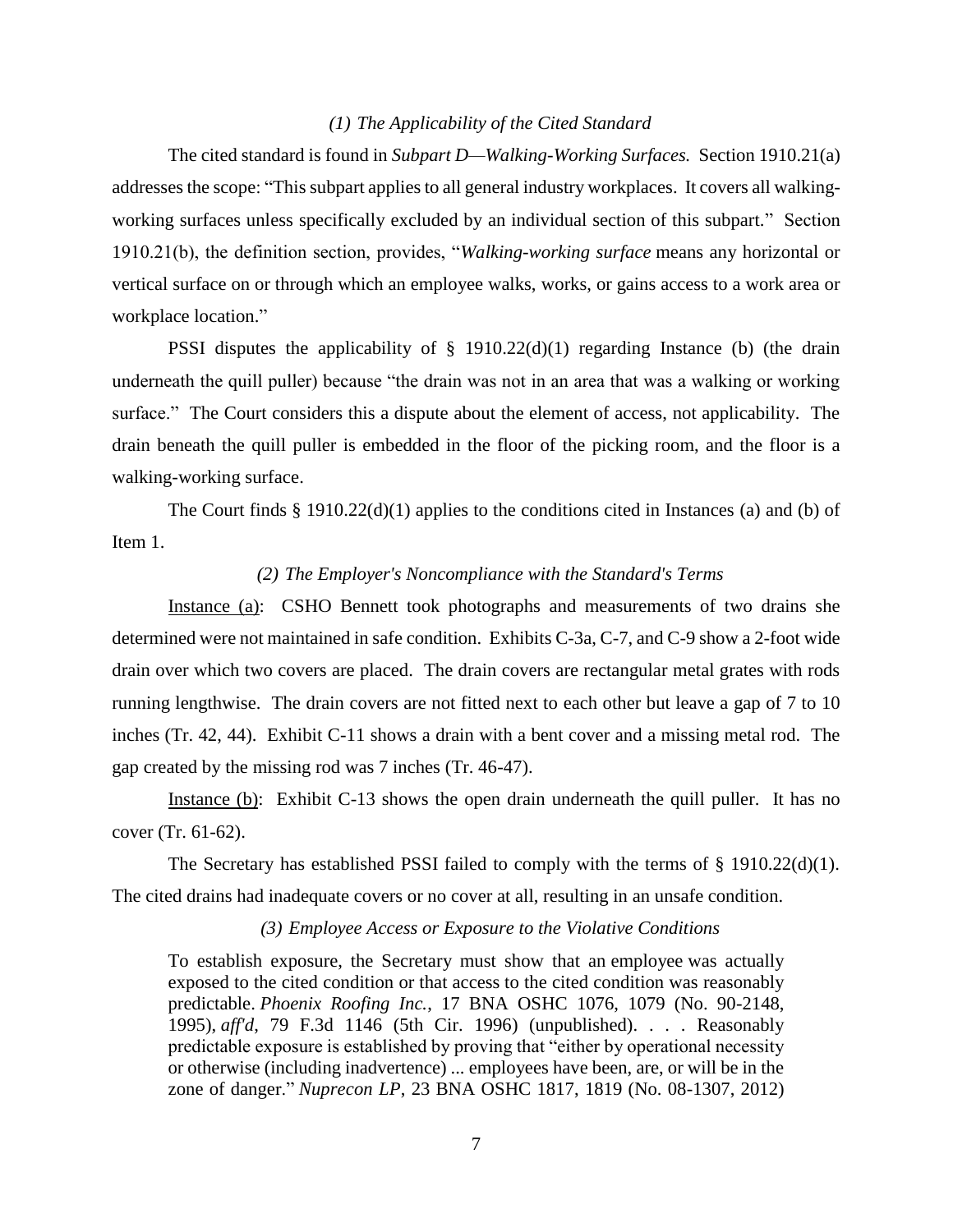*(1) The Applicability of the Cited Standard*

The cited standard is found in *Subpart D—Walking-Working Surfaces.* Section 1910.21(a) addresses the scope: "This subpart applies to all general industry workplaces. It covers all walking-working surfaces unless specifically excluded by an individual section of this subpart." Section 1910.21(b), the definition section, provides, "*Walking-working surface* means any horizontal or vertical surface on or through which an employee walks, works, or gains access to a work area or workplace location."

PSSI disputes the applicability of § 1910.22(d)(1) regarding Instance (b) (the drain underneath the quill puller) because "the drain was not in an area that was a walking or working surface." The Court considers this a dispute about the element of access, not applicability. The drain beneath the quill puller is embedded in the floor of the picking room, and the floor is a walking-working surface.

The Court finds § 1910.22(d)(1) applies to the conditions cited in Instances (a) and (b) of Item 1.

*(2) The Employer's Noncompliance with the Standard's Terms*

Instance (a): CSHO Bennett took photographs and measurements of two drains she determined were not maintained in safe condition. Exhibits C-3a, C-7, and C-9 show a 2-foot wide drain over which two covers are placed. The drain covers are rectangular metal grates with rods running lengthwise. The drain covers are not fitted next to each other but leave a gap of 7 to 10 inches (Tr. 42, 44). Exhibit C-11 shows a drain with a bent cover and a missing metal rod. The gap created by the missing rod was 7 inches (Tr. 46-47).

Instance (b): Exhibit C-13 shows the open drain underneath the quill puller. It has no cover (Tr. 61-62).

The Secretary has established PSSI failed to comply with the terms of § 1910.22(d)(1). The cited drains had inadequate covers or no cover at all, resulting in an unsafe condition.

*(3) Employee Access or Exposure to the Violative Conditions*

> To establish exposure, the Secretary must show that an employee was actually exposed to the cited condition or that access to the cited condition was reasonably predictable. *Phoenix Roofing Inc.*, 17 BNA OSHC 1076, 1079 (No. 90-2148, 1995), *aff'd*, 79 F.3d 1146 (5th Cir. 1996) (unpublished). . . . Reasonably predictable exposure is established by proving that "either by operational necessity or otherwise (including inadvertence) ... employees have been, are, or will be in the zone of danger." *Nuprecon LP*, 23 BNA OSHC 1817, 1819 (No. 08-1307, 2012)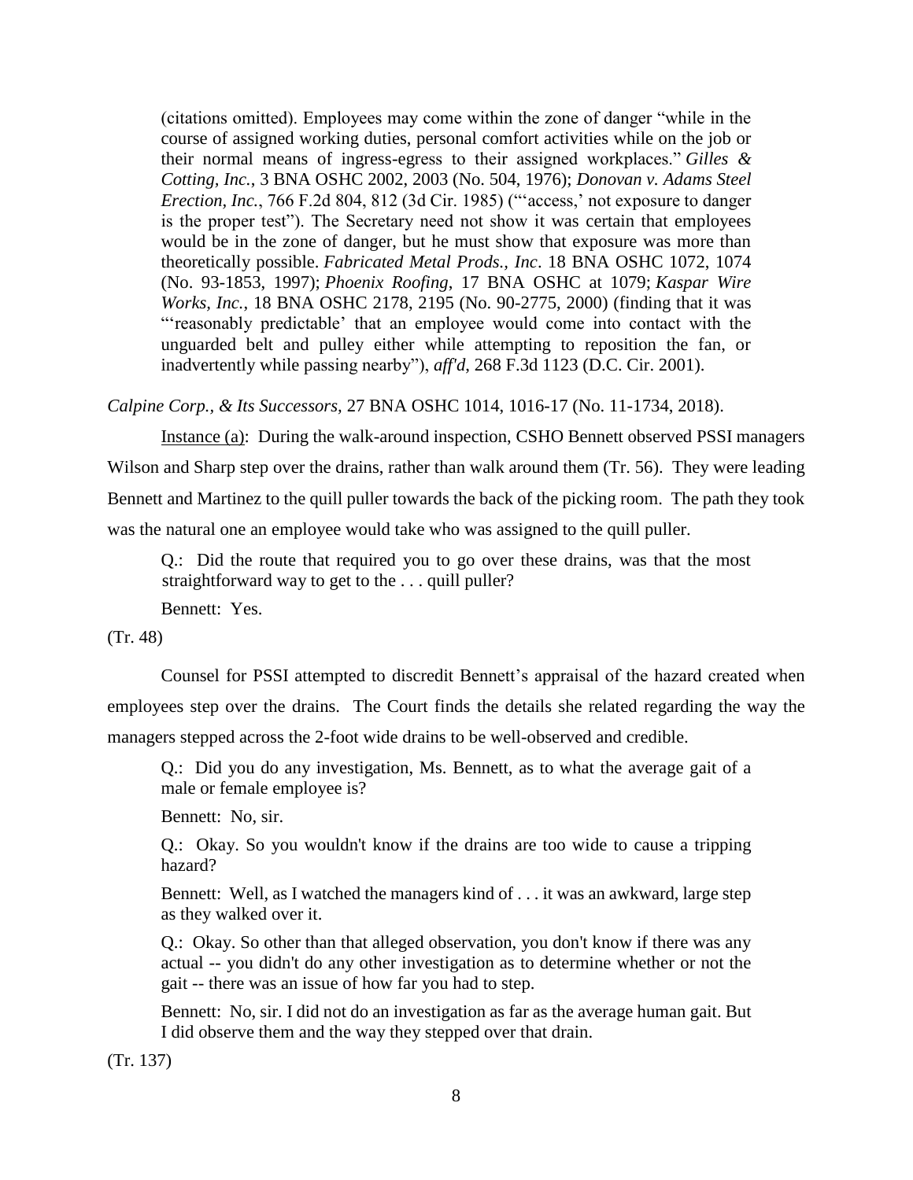> (citations omitted). Employees may come within the zone of danger "while in the course of assigned working duties, personal comfort activities while on the job or their normal means of ingress-egress to their assigned workplaces." *Gilles & Cotting, Inc.*, 3 BNA OSHC 2002, 2003 (No. 504, 1976); *Donovan v. Adams Steel Erection, Inc.*, 766 F.2d 804, 812 (3d Cir. 1985) ("'access,' not exposure to danger is the proper test"). The Secretary need not show it was certain that employees would be in the zone of danger, but he must show that exposure was more than theoretically possible. *Fabricated Metal Prods., Inc*. 18 BNA OSHC 1072, 1074 (No. 93-1853, 1997); *Phoenix Roofing*, 17 BNA OSHC at 1079; *Kaspar Wire Works, Inc.*, 18 BNA OSHC 2178, 2195 (No. 90-2775, 2000) (finding that it was "'reasonably predictable' that an employee would come into contact with the unguarded belt and pulley either while attempting to reposition the fan, or inadvertently while passing nearby"), *aff'd*, 268 F.3d 1123 (D.C. Cir. 2001).

*Calpine Corp., & Its Successors*, 27 BNA OSHC 1014, 1016-17 (No. 11-1734, 2018).

Instance (a): During the walk-around inspection, CSHO Bennett observed PSSI managers Wilson and Sharp step over the drains, rather than walk around them (Tr. 56). They were leading Bennett and Martinez to the quill puller towards the back of the picking room. The path they took was the natural one an employee would take who was assigned to the quill puller.

> Q.: Did the route that required you to go over these drains, was that the most straightforward way to get to the . . . quill puller?
>
> Bennett: Yes.

(Tr. 48)

Counsel for PSSI attempted to discredit Bennett's appraisal of the hazard created when employees step over the drains. The Court finds the details she related regarding the way the managers stepped across the 2-foot wide drains to be well-observed and credible.

> Q.: Did you do any investigation, Ms. Bennett, as to what the average gait of a male or female employee is?
>
> Bennett: No, sir.
>
> Q.: Okay. So you wouldn't know if the drains are too wide to cause a tripping hazard?
>
> Bennett: Well, as I watched the managers kind of . . . it was an awkward, large step as they walked over it.
>
> Q.: Okay. So other than that alleged observation, you don't know if there was any actual -- you didn't do any other investigation as to determine whether or not the gait -- there was an issue of how far you had to step.
>
> Bennett: No, sir. I did not do an investigation as far as the average human gait. But I did observe them and the way they stepped over that drain.

(Tr. 137)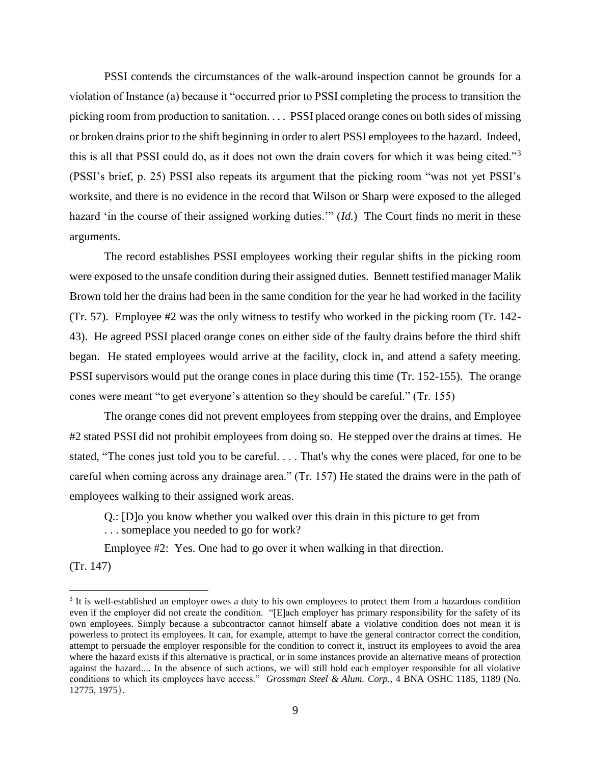PSSI contends the circumstances of the walk-around inspection cannot be grounds for a violation of Instance (a) because it "occurred prior to PSSI completing the process to transition the picking room from production to sanitation. . . . PSSI placed orange cones on both sides of missing or broken drains prior to the shift beginning in order to alert PSSI employees to the hazard. Indeed, this is all that PSSI could do, as it does not own the drain covers for which it was being cited."[3] (PSSI's brief, p. 25) PSSI also repeats its argument that the picking room "was not yet PSSI's worksite, and there is no evidence in the record that Wilson or Sharp were exposed to the alleged hazard 'in the course of their assigned working duties.'" (*Id.*) The Court finds no merit in these arguments.

The record establishes PSSI employees working their regular shifts in the picking room were exposed to the unsafe condition during their assigned duties. Bennett testified manager Malik Brown told her the drains had been in the same condition for the year he had worked in the facility (Tr. 57). Employee #2 was the only witness to testify who worked in the picking room (Tr. 142-43). He agreed PSSI placed orange cones on either side of the faulty drains before the third shift began. He stated employees would arrive at the facility, clock in, and attend a safety meeting. PSSI supervisors would put the orange cones in place during this time (Tr. 152-155). The orange cones were meant "to get everyone's attention so they should be careful." (Tr. 155)

The orange cones did not prevent employees from stepping over the drains, and Employee #2 stated PSSI did not prohibit employees from doing so. He stepped over the drains at times. He stated, "The cones just told you to be careful. . . . That's why the cones were placed, for one to be careful when coming across any drainage area." (Tr. 157) He stated the drains were in the path of employees walking to their assigned work areas.

> Q.: [D]o you know whether you walked over this drain in this picture to get from . . . someplace you needed to go for work?
>
> Employee #2: Yes. One had to go over it when walking in that direction.

(Tr. 147)

---

[3] It is well-established an employer owes a duty to his own employees to protect them from a hazardous condition even if the employer did not create the condition. "[E]ach employer has primary responsibility for the safety of its own employees. Simply because a subcontractor cannot himself abate a violative condition does not mean it is powerless to protect its employees. It can, for example, attempt to have the general contractor correct the condition, attempt to persuade the employer responsible for the condition to correct it, instruct its employees to avoid the area where the hazard exists if this alternative is practical, or in some instances provide an alternative means of protection against the hazard.... In the absence of such actions, we will still hold each employer responsible for all violative conditions to which its employees have access." *Grossman Steel & Alum. Corp.*, 4 BNA OSHC 1185, 1189 (No. 12775, 1975}.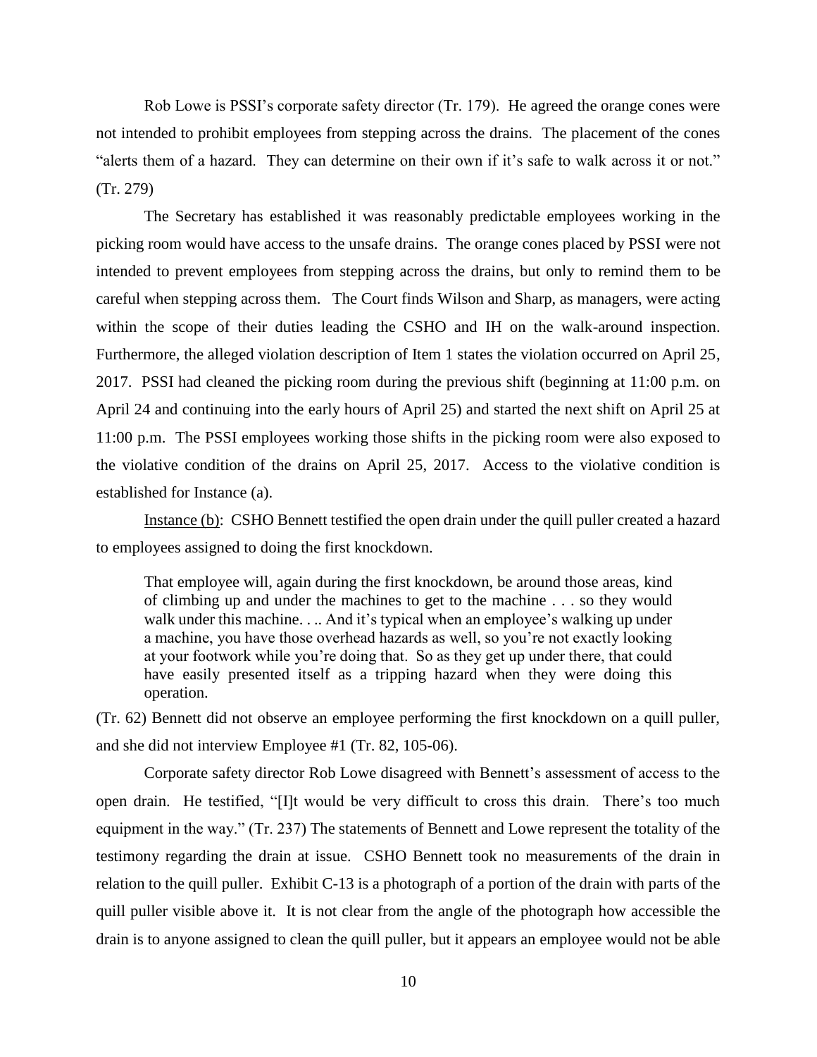Rob Lowe is PSSI's corporate safety director (Tr. 179). He agreed the orange cones were not intended to prohibit employees from stepping across the drains. The placement of the cones "alerts them of a hazard. They can determine on their own if it's safe to walk across it or not." (Tr. 279)

The Secretary has established it was reasonably predictable employees working in the picking room would have access to the unsafe drains. The orange cones placed by PSSI were not intended to prevent employees from stepping across the drains, but only to remind them to be careful when stepping across them. The Court finds Wilson and Sharp, as managers, were acting within the scope of their duties leading the CSHO and IH on the walk-around inspection. Furthermore, the alleged violation description of Item 1 states the violation occurred on April 25, 2017. PSSI had cleaned the picking room during the previous shift (beginning at 11:00 p.m. on April 24 and continuing into the early hours of April 25) and started the next shift on April 25 at 11:00 p.m. The PSSI employees working those shifts in the picking room were also exposed to the violative condition of the drains on April 25, 2017. Access to the violative condition is established for Instance (a).

Instance (b): CSHO Bennett testified the open drain under the quill puller created a hazard to employees assigned to doing the first knockdown.

> That employee will, again during the first knockdown, be around those areas, kind of climbing up and under the machines to get to the machine . . . so they would walk under this machine. . .. And it's typical when an employee's walking up under a machine, you have those overhead hazards as well, so you're not exactly looking at your footwork while you're doing that. So as they get up under there, that could have easily presented itself as a tripping hazard when they were doing this operation.

(Tr. 62) Bennett did not observe an employee performing the first knockdown on a quill puller, and she did not interview Employee #1 (Tr. 82, 105-06).

Corporate safety director Rob Lowe disagreed with Bennett's assessment of access to the open drain. He testified, "[I]t would be very difficult to cross this drain. There's too much equipment in the way." (Tr. 237) The statements of Bennett and Lowe represent the totality of the testimony regarding the drain at issue. CSHO Bennett took no measurements of the drain in relation to the quill puller. Exhibit C-13 is a photograph of a portion of the drain with parts of the quill puller visible above it. It is not clear from the angle of the photograph how accessible the drain is to anyone assigned to clean the quill puller, but it appears an employee would not be able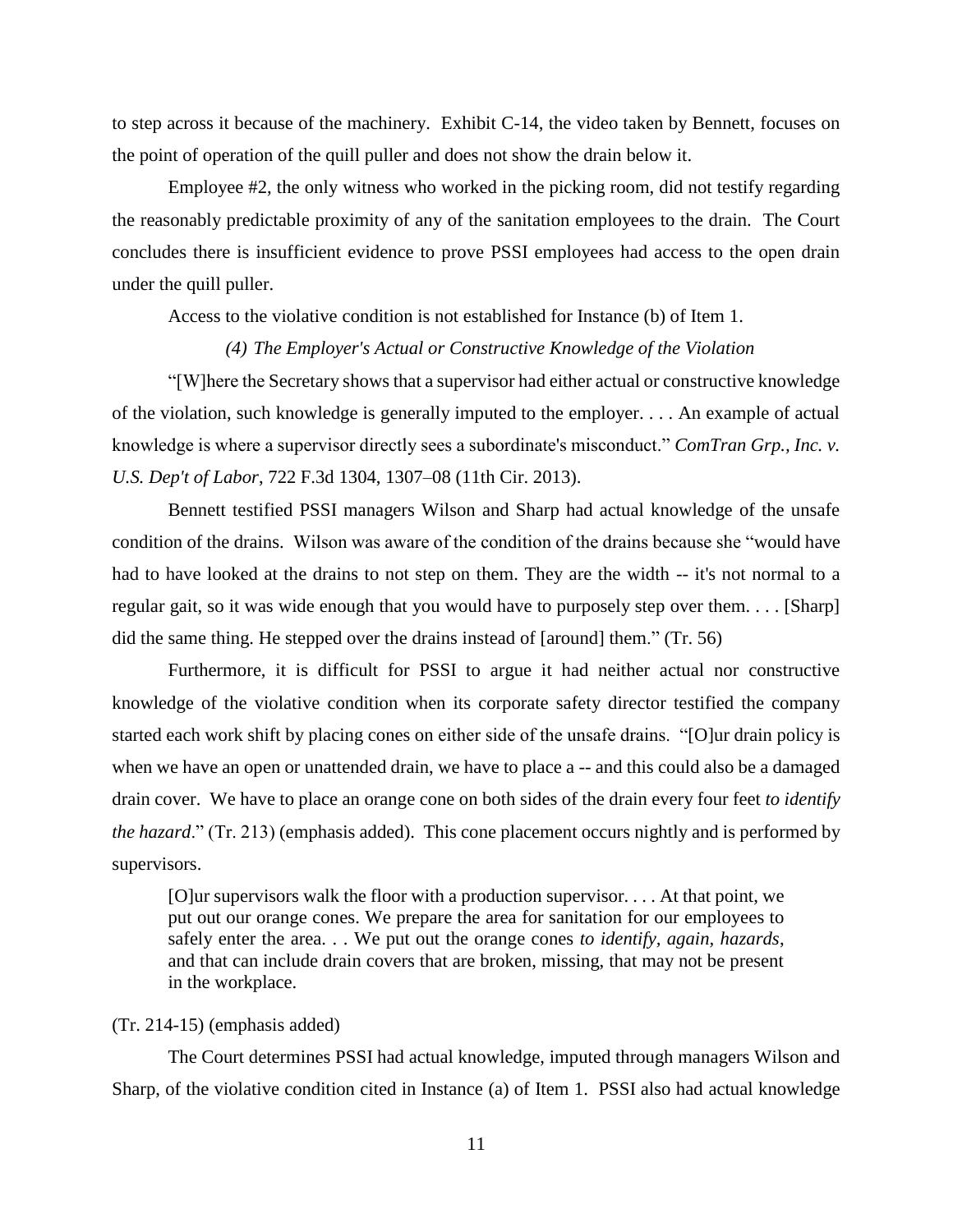to step across it because of the machinery. Exhibit C-14, the video taken by Bennett, focuses on the point of operation of the quill puller and does not show the drain below it.

Employee #2, the only witness who worked in the picking room, did not testify regarding the reasonably predictable proximity of any of the sanitation employees to the drain. The Court concludes there is insufficient evidence to prove PSSI employees had access to the open drain under the quill puller.

Access to the violative condition is not established for Instance (b) of Item 1.

*(4) The Employer's Actual or Constructive Knowledge of the Violation*

"[W]here the Secretary shows that a supervisor had either actual or constructive knowledge of the violation, such knowledge is generally imputed to the employer. . . . An example of actual knowledge is where a supervisor directly sees a subordinate's misconduct." *ComTran Grp., Inc. v. U.S. Dep't of Labor*, 722 F.3d 1304, 1307–08 (11th Cir. 2013).

Bennett testified PSSI managers Wilson and Sharp had actual knowledge of the unsafe condition of the drains. Wilson was aware of the condition of the drains because she "would have had to have looked at the drains to not step on them. They are the width -- it's not normal to a regular gait, so it was wide enough that you would have to purposely step over them. . . . [Sharp] did the same thing. He stepped over the drains instead of [around] them." (Tr. 56)

Furthermore, it is difficult for PSSI to argue it had neither actual nor constructive knowledge of the violative condition when its corporate safety director testified the company started each work shift by placing cones on either side of the unsafe drains. "[O]ur drain policy is when we have an open or unattended drain, we have to place a -- and this could also be a damaged drain cover. We have to place an orange cone on both sides of the drain every four feet *to identify the hazard*." (Tr. 213) (emphasis added). This cone placement occurs nightly and is performed by supervisors.

> [O]ur supervisors walk the floor with a production supervisor. . . . At that point, we put out our orange cones. We prepare the area for sanitation for our employees to safely enter the area. . . We put out the orange cones *to identify, again, hazards*, and that can include drain covers that are broken, missing, that may not be present in the workplace.

(Tr. 214-15) (emphasis added)

The Court determines PSSI had actual knowledge, imputed through managers Wilson and Sharp, of the violative condition cited in Instance (a) of Item 1. PSSI also had actual knowledge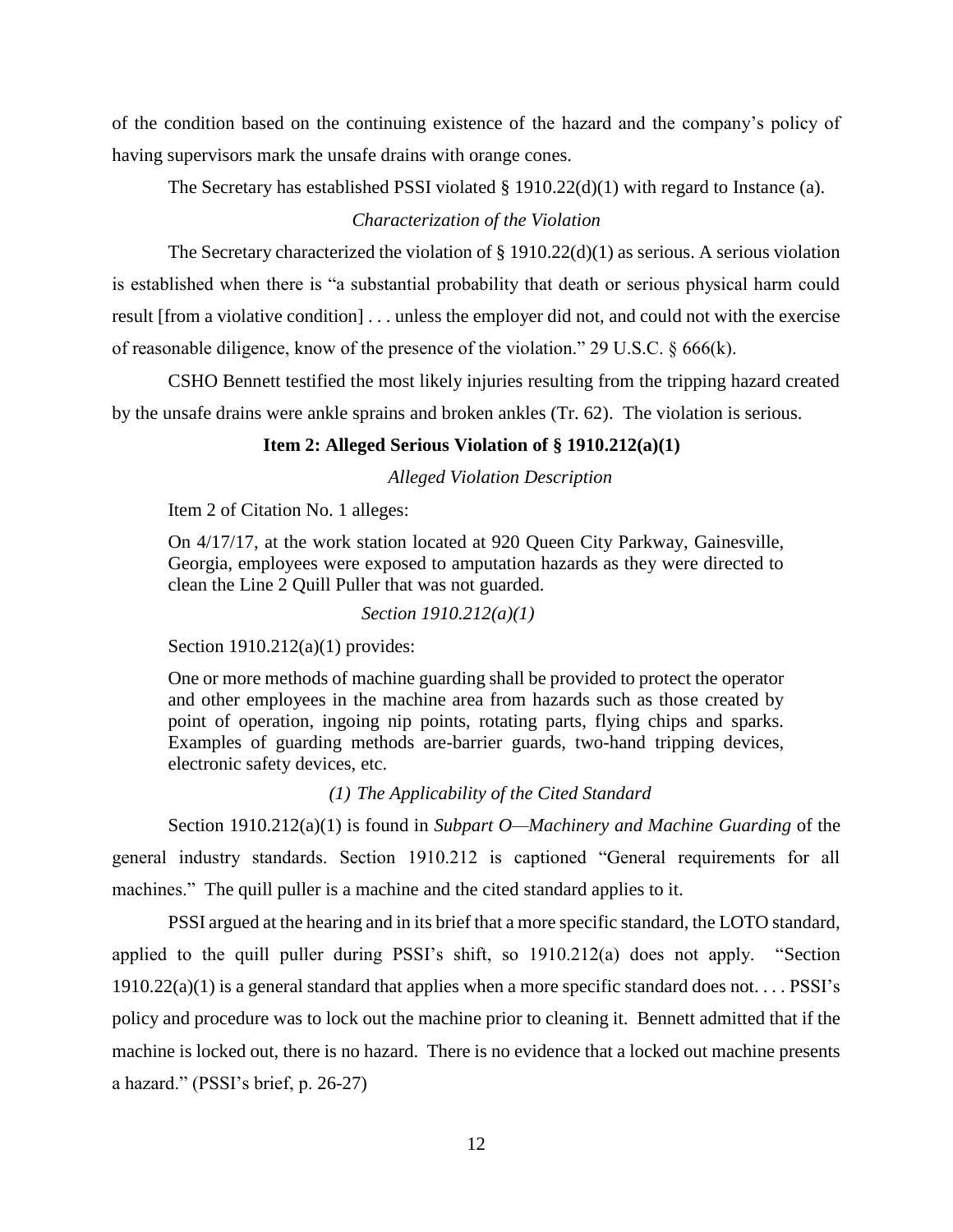of the condition based on the continuing existence of the hazard and the company's policy of having supervisors mark the unsafe drains with orange cones.

The Secretary has established PSSI violated § 1910.22(d)(1) with regard to Instance (a).

*Characterization of the Violation*

The Secretary characterized the violation of § 1910.22(d)(1) as serious. A serious violation is established when there is "a substantial probability that death or serious physical harm could result [from a violative condition] . . . unless the employer did not, and could not with the exercise of reasonable diligence, know of the presence of the violation." 29 U.S.C. § 666(k).

CSHO Bennett testified the most likely injuries resulting from the tripping hazard created by the unsafe drains were ankle sprains and broken ankles (Tr. 62). The violation is serious.

**Item 2: Alleged Serious Violation of § 1910.212(a)(1)**

*Alleged Violation Description*

Item 2 of Citation No. 1 alleges:

> On 4/17/17, at the work station located at 920 Queen City Parkway, Gainesville, Georgia, employees were exposed to amputation hazards as they were directed to clean the Line 2 Quill Puller that was not guarded.

*Section 1910.212(a)(1)*

Section 1910.212(a)(1) provides:

> One or more methods of machine guarding shall be provided to protect the operator and other employees in the machine area from hazards such as those created by point of operation, ingoing nip points, rotating parts, flying chips and sparks. Examples of guarding methods are-barrier guards, two-hand tripping devices, electronic safety devices, etc.

*(1) The Applicability of the Cited Standard*

Section 1910.212(a)(1) is found in *Subpart O—Machinery and Machine Guarding* of the general industry standards. Section 1910.212 is captioned "General requirements for all machines." The quill puller is a machine and the cited standard applies to it.

PSSI argued at the hearing and in its brief that a more specific standard, the LOTO standard, applied to the quill puller during PSSI's shift, so 1910.212(a) does not apply. "Section 1910.22(a)(1) is a general standard that applies when a more specific standard does not. . . . PSSI's policy and procedure was to lock out the machine prior to cleaning it. Bennett admitted that if the machine is locked out, there is no hazard. There is no evidence that a locked out machine presents a hazard." (PSSI's brief, p. 26-27)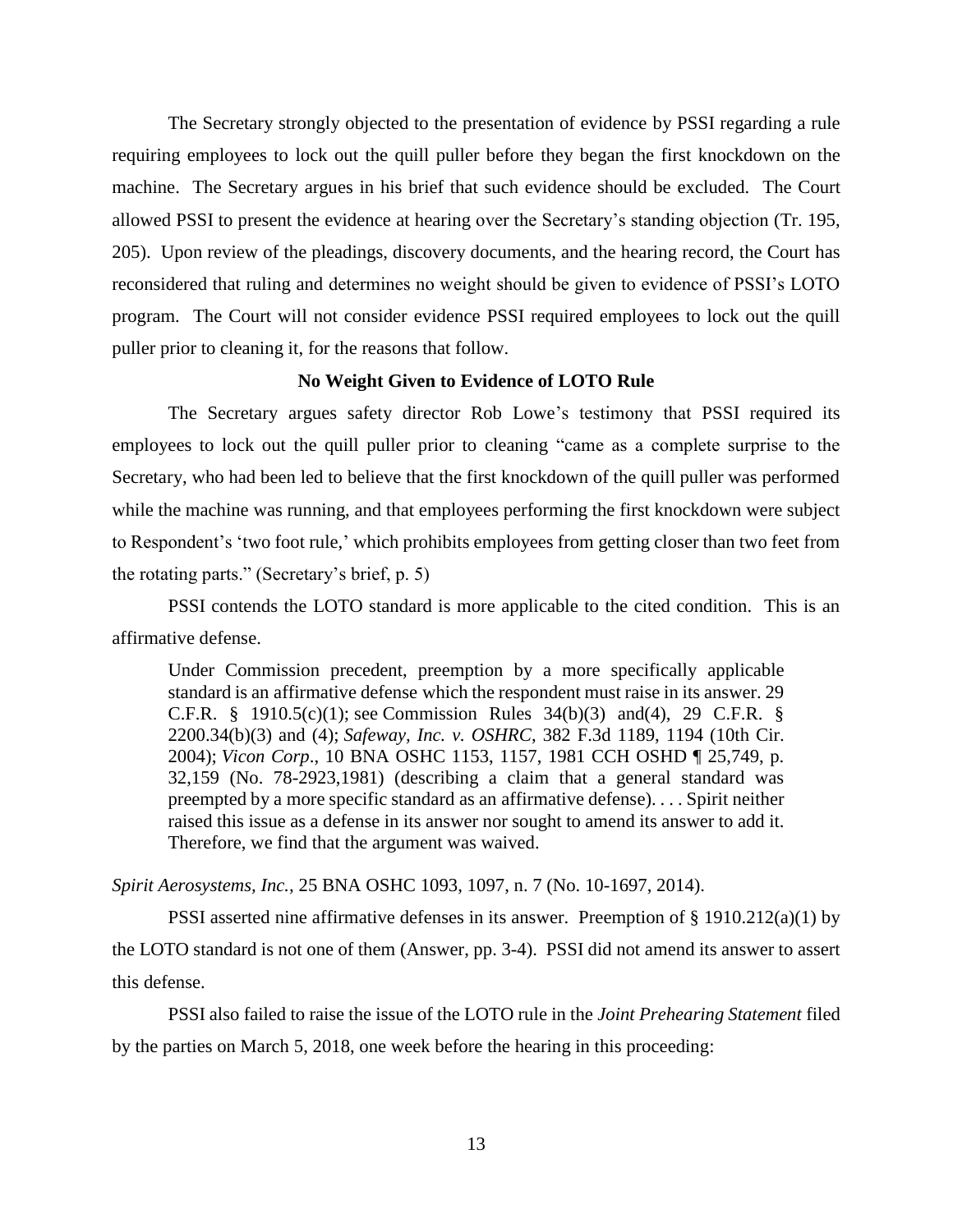The Secretary strongly objected to the presentation of evidence by PSSI regarding a rule requiring employees to lock out the quill puller before they began the first knockdown on the machine. The Secretary argues in his brief that such evidence should be excluded. The Court allowed PSSI to present the evidence at hearing over the Secretary's standing objection (Tr. 195, 205). Upon review of the pleadings, discovery documents, and the hearing record, the Court has reconsidered that ruling and determines no weight should be given to evidence of PSSI's LOTO program. The Court will not consider evidence PSSI required employees to lock out the quill puller prior to cleaning it, for the reasons that follow.

**No Weight Given to Evidence of LOTO Rule**

The Secretary argues safety director Rob Lowe's testimony that PSSI required its employees to lock out the quill puller prior to cleaning "came as a complete surprise to the Secretary, who had been led to believe that the first knockdown of the quill puller was performed while the machine was running, and that employees performing the first knockdown were subject to Respondent's 'two foot rule,' which prohibits employees from getting closer than two feet from the rotating parts." (Secretary's brief, p. 5)

PSSI contends the LOTO standard is more applicable to the cited condition. This is an affirmative defense.

> Under Commission precedent, preemption by a more specifically applicable standard is an affirmative defense which the respondent must raise in its answer. 29 C.F.R. § 1910.5(c)(1); see Commission Rules 34(b)(3) and(4), 29 C.F.R. § 2200.34(b)(3) and (4); *Safeway, Inc. v. OSHRC*, 382 F.3d 1189, 1194 (10th Cir. 2004); *Vicon Corp*., 10 BNA OSHC 1153, 1157, 1981 CCH OSHD ¶ 25,749, p. 32,159 (No. 78-2923,1981) (describing a claim that a general standard was preempted by a more specific standard as an affirmative defense). . . . Spirit neither raised this issue as a defense in its answer nor sought to amend its answer to add it. Therefore, we find that the argument was waived.

*Spirit Aerosystems, Inc.*, 25 BNA OSHC 1093, 1097, n. 7 (No. 10-1697, 2014).

PSSI asserted nine affirmative defenses in its answer. Preemption of § 1910.212(a)(1) by the LOTO standard is not one of them (Answer, pp. 3-4). PSSI did not amend its answer to assert this defense.

PSSI also failed to raise the issue of the LOTO rule in the *Joint Prehearing Statement* filed by the parties on March 5, 2018, one week before the hearing in this proceeding: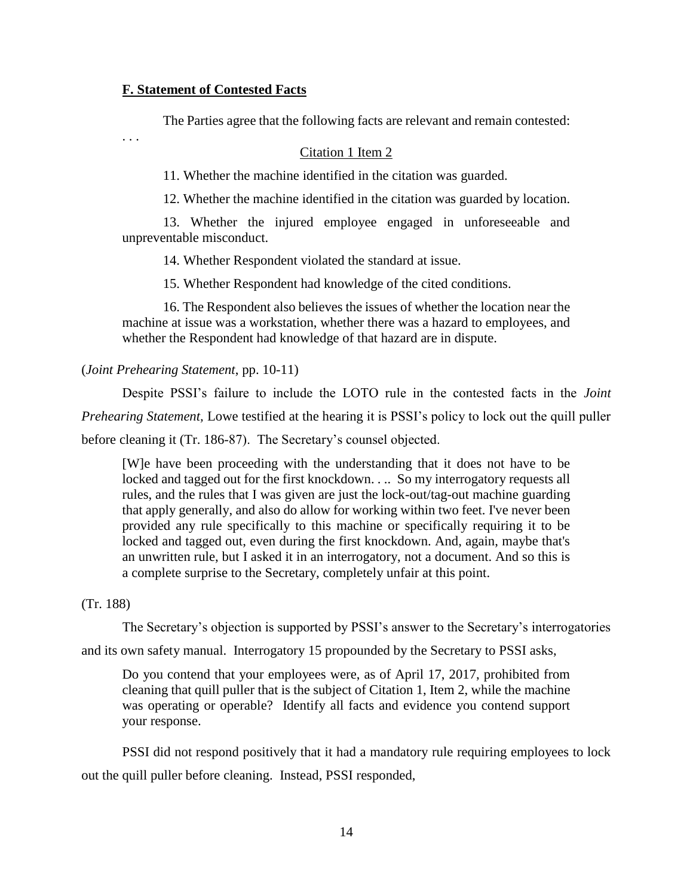**F. Statement of Contested Facts**

The Parties agree that the following facts are relevant and remain contested:

. . .

Citation 1 Item 2

11. Whether the machine identified in the citation was guarded.

12. Whether the machine identified in the citation was guarded by location.

13. Whether the injured employee engaged in unforeseeable and unpreventable misconduct.

14. Whether Respondent violated the standard at issue.

15. Whether Respondent had knowledge of the cited conditions.

16. The Respondent also believes the issues of whether the location near the machine at issue was a workstation, whether there was a hazard to employees, and whether the Respondent had knowledge of that hazard are in dispute.

(*Joint Prehearing Statement*, pp. 10-11)

Despite PSSI's failure to include the LOTO rule in the contested facts in the *Joint Prehearing Statement,* Lowe testified at the hearing it is PSSI's policy to lock out the quill puller before cleaning it (Tr. 186-87). The Secretary's counsel objected.

> [W]e have been proceeding with the understanding that it does not have to be locked and tagged out for the first knockdown. . .. So my interrogatory requests all rules, and the rules that I was given are just the lock-out/tag-out machine guarding that apply generally, and also do allow for working within two feet. I've never been provided any rule specifically to this machine or specifically requiring it to be locked and tagged out, even during the first knockdown. And, again, maybe that's an unwritten rule, but I asked it in an interrogatory, not a document. And so this is a complete surprise to the Secretary, completely unfair at this point.

(Tr. 188)

The Secretary's objection is supported by PSSI's answer to the Secretary's interrogatories and its own safety manual. Interrogatory 15 propounded by the Secretary to PSSI asks,

> Do you contend that your employees were, as of April 17, 2017, prohibited from cleaning that quill puller that is the subject of Citation 1, Item 2, while the machine was operating or operable? Identify all facts and evidence you contend support your response.

PSSI did not respond positively that it had a mandatory rule requiring employees to lock out the quill puller before cleaning. Instead, PSSI responded,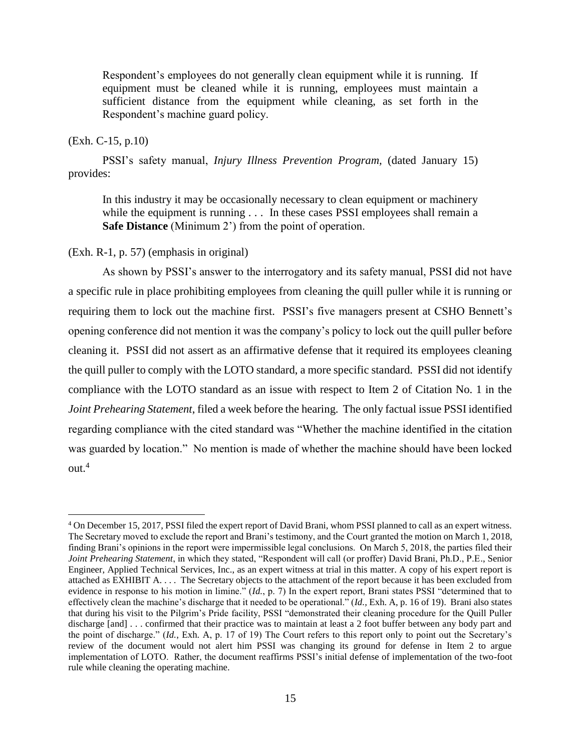> Respondent's employees do not generally clean equipment while it is running. If equipment must be cleaned while it is running, employees must maintain a sufficient distance from the equipment while cleaning, as set forth in the Respondent's machine guard policy.

(Exh. C-15, p.10)

PSSI's safety manual, *Injury Illness Prevention Program,* (dated January 15) provides:

> In this industry it may be occasionally necessary to clean equipment or machinery while the equipment is running . . . In these cases PSSI employees shall remain a **Safe Distance** (Minimum 2') from the point of operation.

(Exh. R-1, p. 57) (emphasis in original)

As shown by PSSI's answer to the interrogatory and its safety manual, PSSI did not have a specific rule in place prohibiting employees from cleaning the quill puller while it is running or requiring them to lock out the machine first. PSSI's five managers present at CSHO Bennett's opening conference did not mention it was the company's policy to lock out the quill puller before cleaning it. PSSI did not assert as an affirmative defense that it required its employees cleaning the quill puller to comply with the LOTO standard, a more specific standard. PSSI did not identify compliance with the LOTO standard as an issue with respect to Item 2 of Citation No. 1 in the *Joint Prehearing Statement*, filed a week before the hearing. The only factual issue PSSI identified regarding compliance with the cited standard was "Whether the machine identified in the citation was guarded by location." No mention is made of whether the machine should have been locked out.[4]

---

[4] On December 15, 2017, PSSI filed the expert report of David Brani, whom PSSI planned to call as an expert witness. The Secretary moved to exclude the report and Brani's testimony, and the Court granted the motion on March 1, 2018, finding Brani's opinions in the report were impermissible legal conclusions. On March 5, 2018, the parties filed their *Joint Prehearing Statement*, in which they stated, "Respondent will call (or proffer) David Brani, Ph.D., P.E., Senior Engineer, Applied Technical Services, Inc., as an expert witness at trial in this matter. A copy of his expert report is attached as EXHIBIT A. . . . The Secretary objects to the attachment of the report because it has been excluded from evidence in response to his motion in limine." (*Id.*, p. 7) In the expert report, Brani states PSSI "determined that to effectively clean the machine's discharge that it needed to be operational." (*Id.*, Exh. A, p. 16 of 19). Brani also states that during his visit to the Pilgrim's Pride facility, PSSI "demonstrated their cleaning procedure for the Quill Puller discharge [and] . . . confirmed that their practice was to maintain at least a 2 foot buffer between any body part and the point of discharge." (*Id.*, Exh. A, p. 17 of 19) The Court refers to this report only to point out the Secretary's review of the document would not alert him PSSI was changing its ground for defense in Item 2 to argue implementation of LOTO. Rather, the document reaffirms PSSI's initial defense of implementation of the two-foot rule while cleaning the operating machine.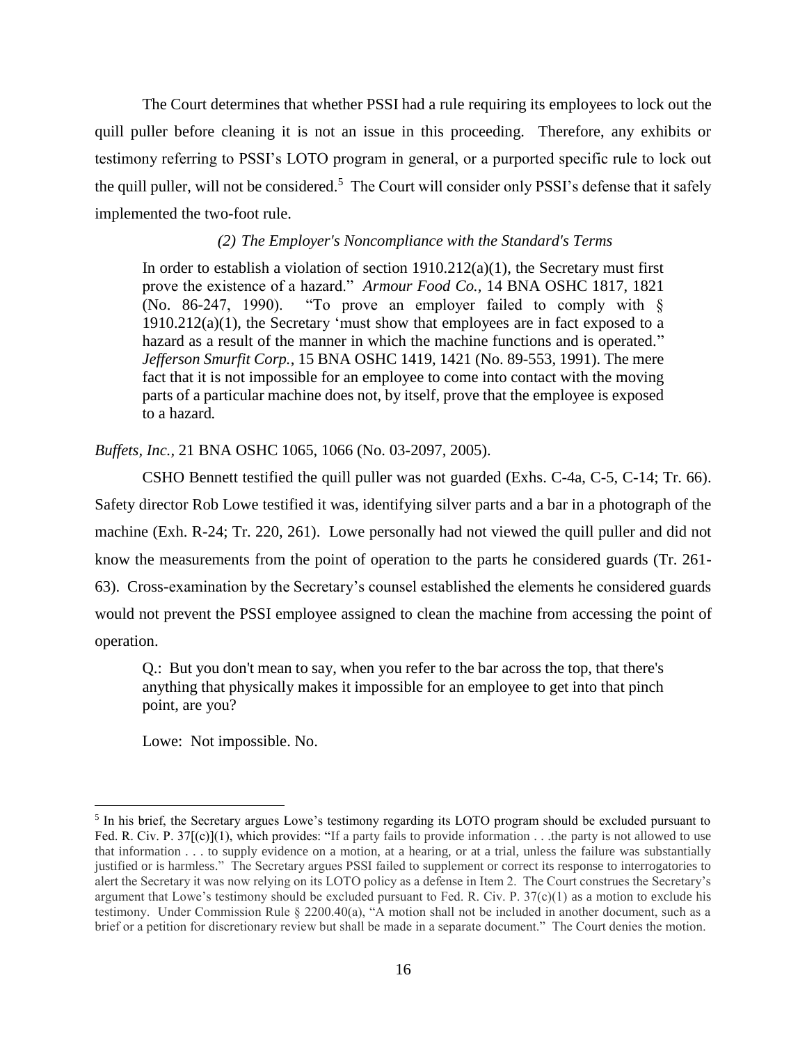The Court determines that whether PSSI had a rule requiring its employees to lock out the quill puller before cleaning it is not an issue in this proceeding. Therefore, any exhibits or testimony referring to PSSI's LOTO program in general, or a purported specific rule to lock out the quill puller, will not be considered.[5] The Court will consider only PSSI's defense that it safely implemented the two-foot rule.

*(2) The Employer's Noncompliance with the Standard's Terms*

> In order to establish a violation of section 1910.212(a)(1), the Secretary must first prove the existence of a hazard." *Armour Food Co.*, 14 BNA OSHC 1817, 1821 (No. 86-247, 1990). "To prove an employer failed to comply with § 1910.212(a)(1), the Secretary 'must show that employees are in fact exposed to a hazard as a result of the manner in which the machine functions and is operated." *Jefferson Smurfit Corp.*, 15 BNA OSHC 1419, 1421 (No. 89-553, 1991). The mere fact that it is not impossible for an employee to come into contact with the moving parts of a particular machine does not, by itself, prove that the employee is exposed to a hazard.

*Buffets, Inc.*, 21 BNA OSHC 1065, 1066 (No. 03-2097, 2005).

CSHO Bennett testified the quill puller was not guarded (Exhs. C-4a, C-5, C-14; Tr. 66). Safety director Rob Lowe testified it was, identifying silver parts and a bar in a photograph of the machine (Exh. R-24; Tr. 220, 261). Lowe personally had not viewed the quill puller and did not know the measurements from the point of operation to the parts he considered guards (Tr. 261-63). Cross-examination by the Secretary's counsel established the elements he considered guards would not prevent the PSSI employee assigned to clean the machine from accessing the point of operation.

> Q.: But you don't mean to say, when you refer to the bar across the top, that there's anything that physically makes it impossible for an employee to get into that pinch point, are you?
>
> Lowe: Not impossible. No.

---

[5] In his brief, the Secretary argues Lowe's testimony regarding its LOTO program should be excluded pursuant to Fed. R. Civ. P. 37[(c)](1), which provides: "If a party fails to provide information . . .the party is not allowed to use that information . . . to supply evidence on a motion, at a hearing, or at a trial, unless the failure was substantially justified or is harmless." The Secretary argues PSSI failed to supplement or correct its response to interrogatories to alert the Secretary it was now relying on its LOTO policy as a defense in Item 2. The Court construes the Secretary's argument that Lowe's testimony should be excluded pursuant to Fed. R. Civ. P. 37(c)(1) as a motion to exclude his testimony. Under Commission Rule § 2200.40(a), "A motion shall not be included in another document, such as a brief or a petition for discretionary review but shall be made in a separate document." The Court denies the motion.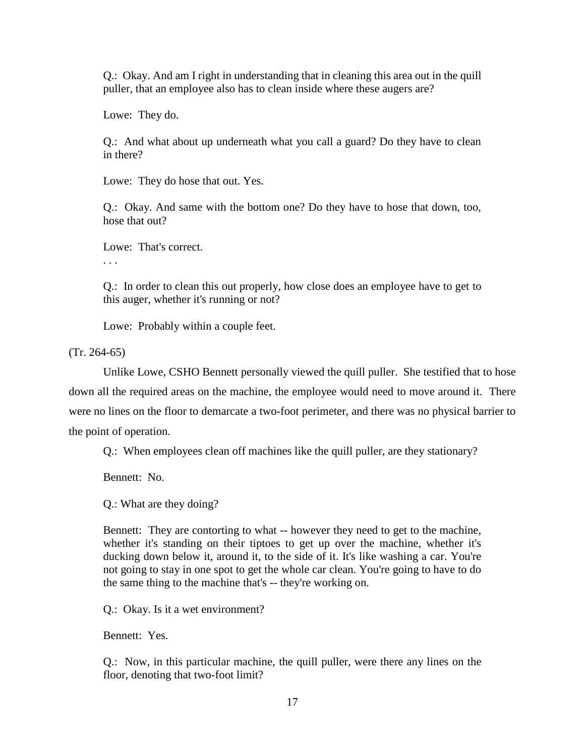> Q.: Okay. And am I right in understanding that in cleaning this area out in the quill puller, that an employee also has to clean inside where these augers are?
>
> Lowe: They do.
>
> Q.: And what about up underneath what you call a guard? Do they have to clean in there?
>
> Lowe: They do hose that out. Yes.
>
> Q.: Okay. And same with the bottom one? Do they have to hose that down, too, hose that out?
>
> Lowe: That's correct.
>
> . . .
>
> Q.: In order to clean this out properly, how close does an employee have to get to this auger, whether it's running or not?
>
> Lowe: Probably within a couple feet.

(Tr. 264-65)

Unlike Lowe, CSHO Bennett personally viewed the quill puller. She testified that to hose down all the required areas on the machine, the employee would need to move around it. There were no lines on the floor to demarcate a two-foot perimeter, and there was no physical barrier to the point of operation.

> Q.: When employees clean off machines like the quill puller, are they stationary?
>
> Bennett: No.
>
> Q.: What are they doing?
>
> Bennett: They are contorting to what -- however they need to get to the machine, whether it's standing on their tiptoes to get up over the machine, whether it's ducking down below it, around it, to the side of it. It's like washing a car. You're not going to stay in one spot to get the whole car clean. You're going to have to do the same thing to the machine that's -- they're working on.
>
> Q.: Okay. Is it a wet environment?
>
> Bennett: Yes.
>
> Q.: Now, in this particular machine, the quill puller, were there any lines on the floor, denoting that two-foot limit?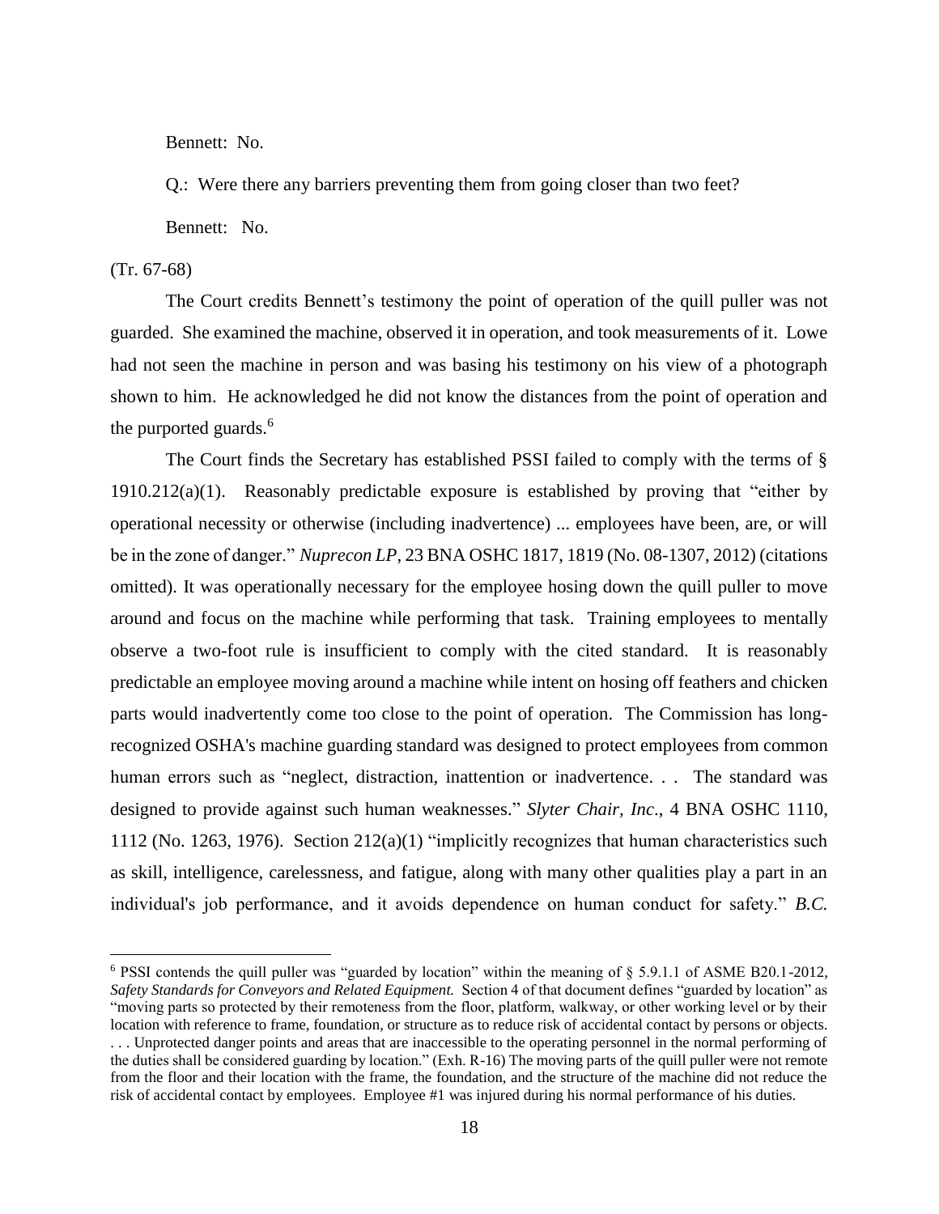Bennett: No.

Q.: Were there any barriers preventing them from going closer than two feet?

Bennett: No.

(Tr. 67-68)

The Court credits Bennett's testimony the point of operation of the quill puller was not guarded. She examined the machine, observed it in operation, and took measurements of it. Lowe had not seen the machine in person and was basing his testimony on his view of a photograph shown to him. He acknowledged he did not know the distances from the point of operation and the purported guards.[6]

The Court finds the Secretary has established PSSI failed to comply with the terms of § 1910.212(a)(1). Reasonably predictable exposure is established by proving that "either by operational necessity or otherwise (including inadvertence) ... employees have been, are, or will be in the zone of danger." *Nuprecon LP*, 23 BNA OSHC 1817, 1819 (No. 08-1307, 2012) (citations omitted). It was operationally necessary for the employee hosing down the quill puller to move around and focus on the machine while performing that task. Training employees to mentally observe a two-foot rule is insufficient to comply with the cited standard. It is reasonably predictable an employee moving around a machine while intent on hosing off feathers and chicken parts would inadvertently come too close to the point of operation. The Commission has long-recognized OSHA's machine guarding standard was designed to protect employees from common human errors such as "neglect, distraction, inattention or inadvertence. . . The standard was designed to provide against such human weaknesses." *Slyter Chair, Inc*., 4 BNA OSHC 1110, 1112 (No. 1263, 1976). Section 212(a)(1) "implicitly recognizes that human characteristics such as skill, intelligence, carelessness, and fatigue, along with many other qualities play a part in an individual's job performance, and it avoids dependence on human conduct for safety." *B.C.*

[6] PSSI contends the quill puller was "guarded by location" within the meaning of § 5.9.1.1 of ASME B20.1-2012, *Safety Standards for Conveyors and Related Equipment.* Section 4 of that document defines "guarded by location" as "moving parts so protected by their remoteness from the floor, platform, walkway, or other working level or by their location with reference to frame, foundation, or structure as to reduce risk of accidental contact by persons or objects. . . . Unprotected danger points and areas that are inaccessible to the operating personnel in the normal performing of the duties shall be considered guarding by location." (Exh. R-16) The moving parts of the quill puller were not remote from the floor and their location with the frame, the foundation, and the structure of the machine did not reduce the risk of accidental contact by employees. Employee #1 was injured during his normal performance of his duties.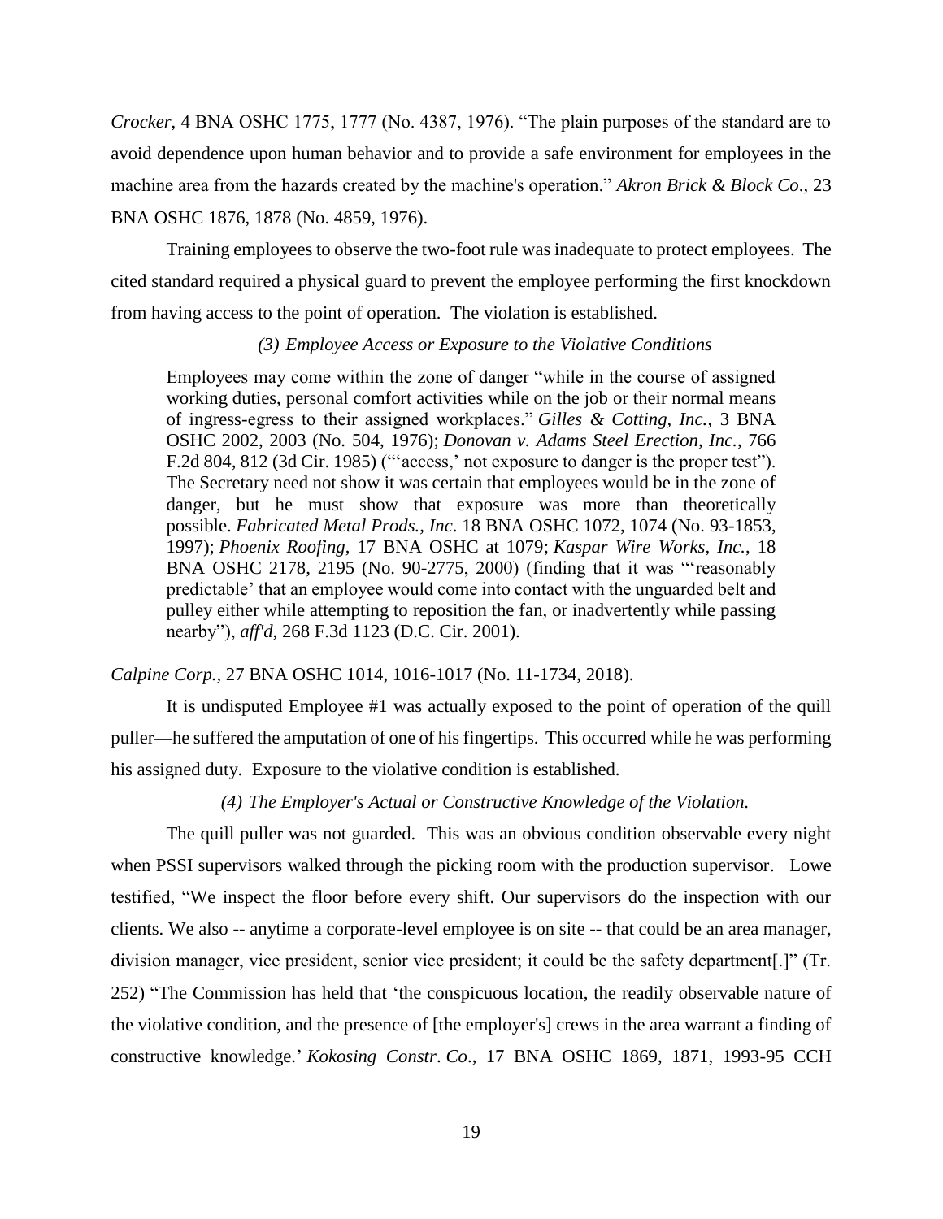*Crocker*, 4 BNA OSHC 1775, 1777 (No. 4387, 1976). "The plain purposes of the standard are to avoid dependence upon human behavior and to provide a safe environment for employees in the machine area from the hazards created by the machine's operation." *Akron Brick & Block Co*., 23 BNA OSHC 1876, 1878 (No. 4859, 1976).

Training employees to observe the two-foot rule was inadequate to protect employees. The cited standard required a physical guard to prevent the employee performing the first knockdown from having access to the point of operation. The violation is established.

*(3) Employee Access or Exposure to the Violative Conditions*

> Employees may come within the zone of danger "while in the course of assigned working duties, personal comfort activities while on the job or their normal means of ingress-egress to their assigned workplaces." *Gilles & Cotting, Inc.*, 3 BNA OSHC 2002, 2003 (No. 504, 1976); *Donovan v. Adams Steel Erection, Inc.*, 766 F.2d 804, 812 (3d Cir. 1985) ("'access,' not exposure to danger is the proper test"). The Secretary need not show it was certain that employees would be in the zone of danger, but he must show that exposure was more than theoretically possible. *Fabricated Metal Prods., Inc*. 18 BNA OSHC 1072, 1074 (No. 93-1853, 1997); *Phoenix Roofing*, 17 BNA OSHC at 1079; *Kaspar Wire Works, Inc.*, 18 BNA OSHC 2178, 2195 (No. 90-2775, 2000) (finding that it was "'reasonably predictable' that an employee would come into contact with the unguarded belt and pulley either while attempting to reposition the fan, or inadvertently while passing nearby"), *aff'd*, 268 F.3d 1123 (D.C. Cir. 2001).

*Calpine Corp.,* 27 BNA OSHC 1014, 1016-1017 (No. 11-1734, 2018).

It is undisputed Employee #1 was actually exposed to the point of operation of the quill puller—he suffered the amputation of one of his fingertips. This occurred while he was performing his assigned duty. Exposure to the violative condition is established.

*(4) The Employer's Actual or Constructive Knowledge of the Violation.*

The quill puller was not guarded. This was an obvious condition observable every night when PSSI supervisors walked through the picking room with the production supervisor. Lowe testified, "We inspect the floor before every shift. Our supervisors do the inspection with our clients. We also -- anytime a corporate-level employee is on site -- that could be an area manager, division manager, vice president, senior vice president; it could be the safety department[.]" (Tr. 252) "The Commission has held that 'the conspicuous location, the readily observable nature of the violative condition, and the presence of [the employer's] crews in the area warrant a finding of constructive knowledge.' *Kokosing Constr. Co*., 17 BNA OSHC 1869, 1871, 1993-95 CCH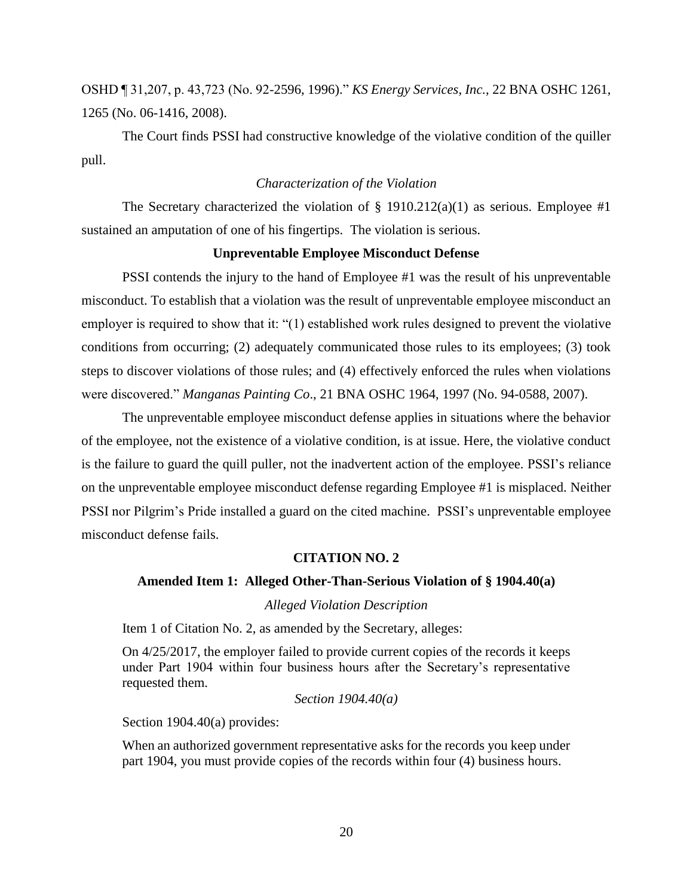OSHD ¶ 31,207, p. 43,723 (No. 92-2596, 1996).” *KS Energy Services, Inc.,* 22 BNA OSHC 1261, 1265 (No. 06-1416, 2008).

The Court finds PSSI had constructive knowledge of the violative condition of the quiller pull.

*Characterization of the Violation*

The Secretary characterized the violation of § 1910.212(a)(1) as serious. Employee #1 sustained an amputation of one of his fingertips. The violation is serious.

**Unpreventable Employee Misconduct Defense**

PSSI contends the injury to the hand of Employee #1 was the result of his unpreventable misconduct. To establish that a violation was the result of unpreventable employee misconduct an employer is required to show that it: “(1) established work rules designed to prevent the violative conditions from occurring; (2) adequately communicated those rules to its employees; (3) took steps to discover violations of those rules; and (4) effectively enforced the rules when violations were discovered.” *Manganas Painting Co*., 21 BNA OSHC 1964, 1997 (No. 94-0588, 2007).

The unpreventable employee misconduct defense applies in situations where the behavior of the employee, not the existence of a violative condition, is at issue. Here, the violative conduct is the failure to guard the quill puller, not the inadvertent action of the employee. PSSI’s reliance on the unpreventable employee misconduct defense regarding Employee #1 is misplaced. Neither PSSI nor Pilgrim’s Pride installed a guard on the cited machine. PSSI’s unpreventable employee misconduct defense fails.

**CITATION NO. 2**

**Amended Item 1: Alleged Other-Than-Serious Violation of § 1904.40(a)**

*Alleged Violation Description*

Item 1 of Citation No. 2, as amended by the Secretary, alleges:

> On 4/25/2017, the employer failed to provide current copies of the records it keeps under Part 1904 within four business hours after the Secretary’s representative requested them.

*Section 1904.40(a)*

Section 1904.40(a) provides:

> When an authorized government representative asks for the records you keep under part 1904, you must provide copies of the records within four (4) business hours.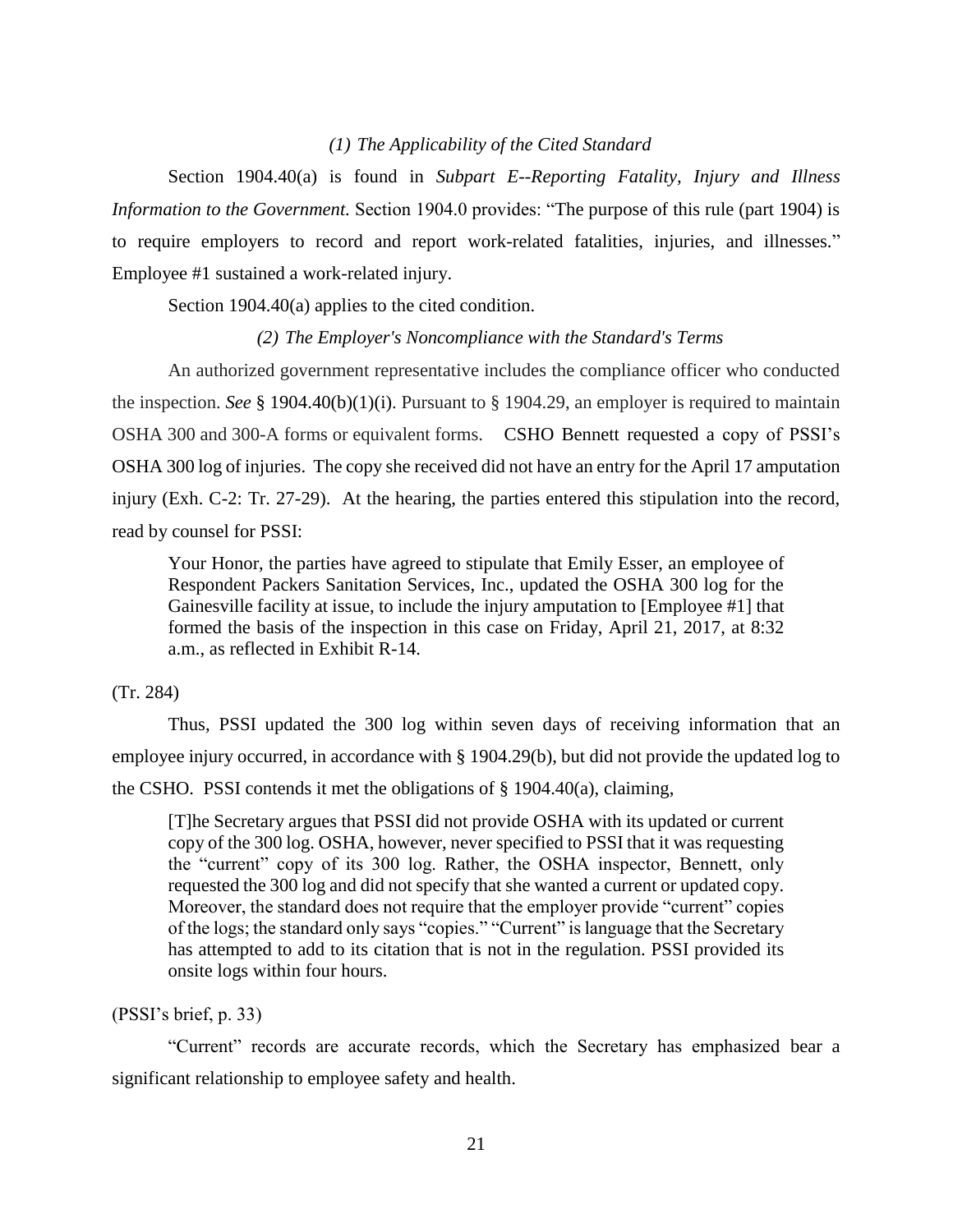*(1) The Applicability of the Cited Standard*

Section 1904.40(a) is found in *Subpart E--Reporting Fatality, Injury and Illness Information to the Government.* Section 1904.0 provides: "The purpose of this rule (part 1904) is to require employers to record and report work-related fatalities, injuries, and illnesses." Employee #1 sustained a work-related injury.

Section 1904.40(a) applies to the cited condition.

*(2) The Employer's Noncompliance with the Standard's Terms*

An authorized government representative includes the compliance officer who conducted the inspection. *See* § 1904.40(b)(1)(i). Pursuant to § 1904.29, an employer is required to maintain OSHA 300 and 300-A forms or equivalent forms. CSHO Bennett requested a copy of PSSI's OSHA 300 log of injuries. The copy she received did not have an entry for the April 17 amputation injury (Exh. C-2: Tr. 27-29). At the hearing, the parties entered this stipulation into the record, read by counsel for PSSI:

> Your Honor, the parties have agreed to stipulate that Emily Esser, an employee of Respondent Packers Sanitation Services, Inc., updated the OSHA 300 log for the Gainesville facility at issue, to include the injury amputation to [Employee #1] that formed the basis of the inspection in this case on Friday, April 21, 2017, at 8:32 a.m., as reflected in Exhibit R-14.

(Tr. 284)

Thus, PSSI updated the 300 log within seven days of receiving information that an employee injury occurred, in accordance with § 1904.29(b), but did not provide the updated log to the CSHO. PSSI contends it met the obligations of § 1904.40(a), claiming,

> [T]he Secretary argues that PSSI did not provide OSHA with its updated or current copy of the 300 log. OSHA, however, never specified to PSSI that it was requesting the "current" copy of its 300 log. Rather, the OSHA inspector, Bennett, only requested the 300 log and did not specify that she wanted a current or updated copy. Moreover, the standard does not require that the employer provide "current" copies of the logs; the standard only says "copies." "Current" is language that the Secretary has attempted to add to its citation that is not in the regulation. PSSI provided its onsite logs within four hours.

(PSSI's brief, p. 33)

"Current" records are accurate records, which the Secretary has emphasized bear a significant relationship to employee safety and health.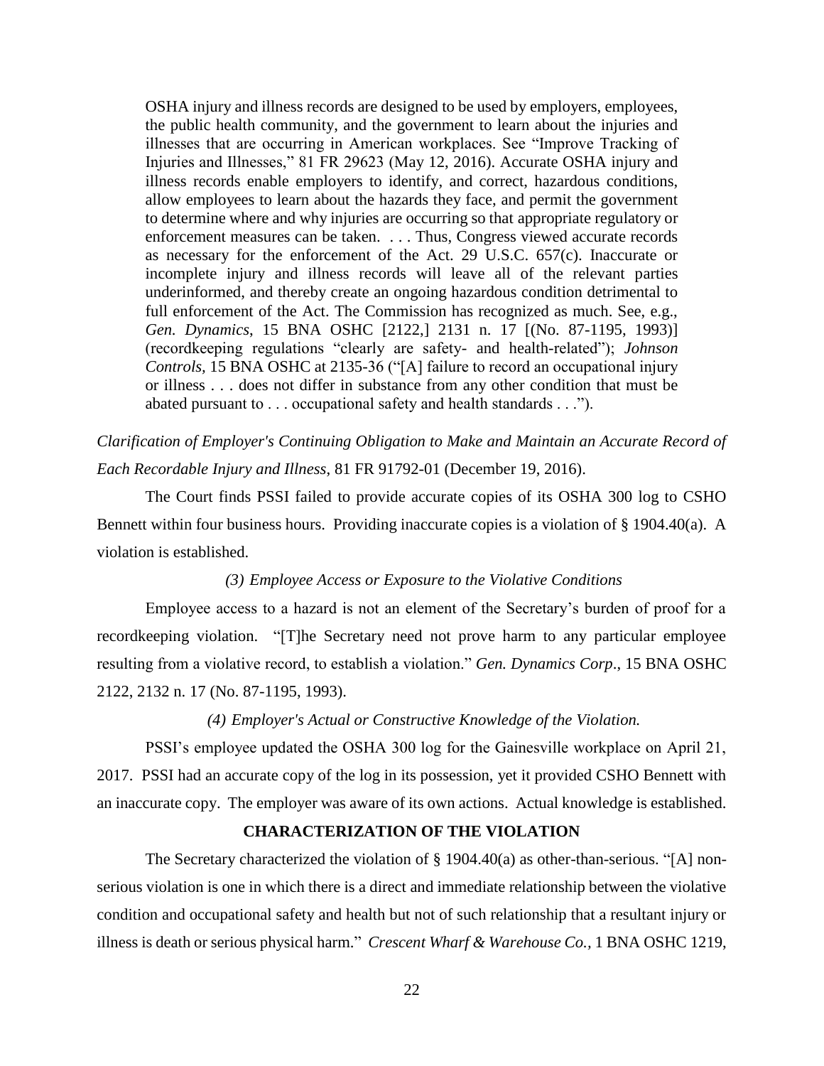> OSHA injury and illness records are designed to be used by employers, employees, the public health community, and the government to learn about the injuries and illnesses that are occurring in American workplaces. See "Improve Tracking of Injuries and Illnesses," 81 FR 29623 (May 12, 2016). Accurate OSHA injury and illness records enable employers to identify, and correct, hazardous conditions, allow employees to learn about the hazards they face, and permit the government to determine where and why injuries are occurring so that appropriate regulatory or enforcement measures can be taken. . . . Thus, Congress viewed accurate records as necessary for the enforcement of the Act. 29 U.S.C. 657(c). Inaccurate or incomplete injury and illness records will leave all of the relevant parties underinformed, and thereby create an ongoing hazardous condition detrimental to full enforcement of the Act. The Commission has recognized as much. See, e.g., *Gen. Dynamics*, 15 BNA OSHC [2122,] 2131 n. 17 [(No. 87-1195, 1993)] (recordkeeping regulations "clearly are safety- and health-related"); *Johnson Controls,* 15 BNA OSHC at 2135-36 ("[A] failure to record an occupational injury or illness . . . does not differ in substance from any other condition that must be abated pursuant to . . . occupational safety and health standards . . .").

*Clarification of Employer's Continuing Obligation to Make and Maintain an Accurate Record of Each Recordable Injury and Illness,* 81 FR 91792-01 (December 19, 2016).

The Court finds PSSI failed to provide accurate copies of its OSHA 300 log to CSHO Bennett within four business hours. Providing inaccurate copies is a violation of § 1904.40(a). A violation is established.

*(3) Employee Access or Exposure to the Violative Conditions*

Employee access to a hazard is not an element of the Secretary's burden of proof for a recordkeeping violation. "[T]he Secretary need not prove harm to any particular employee resulting from a violative record, to establish a violation." *Gen. Dynamics Corp*., 15 BNA OSHC 2122, 2132 n. 17 (No. 87-1195, 1993).

*(4) Employer's Actual or Constructive Knowledge of the Violation.*

PSSI's employee updated the OSHA 300 log for the Gainesville workplace on April 21, 2017. PSSI had an accurate copy of the log in its possession, yet it provided CSHO Bennett with an inaccurate copy. The employer was aware of its own actions. Actual knowledge is established.

**CHARACTERIZATION OF THE VIOLATION**

The Secretary characterized the violation of § 1904.40(a) as other-than-serious. "[A] non-serious violation is one in which there is a direct and immediate relationship between the violative condition and occupational safety and health but not of such relationship that a resultant injury or illness is death or serious physical harm." *Crescent Wharf & Warehouse Co.,* 1 BNA OSHC 1219,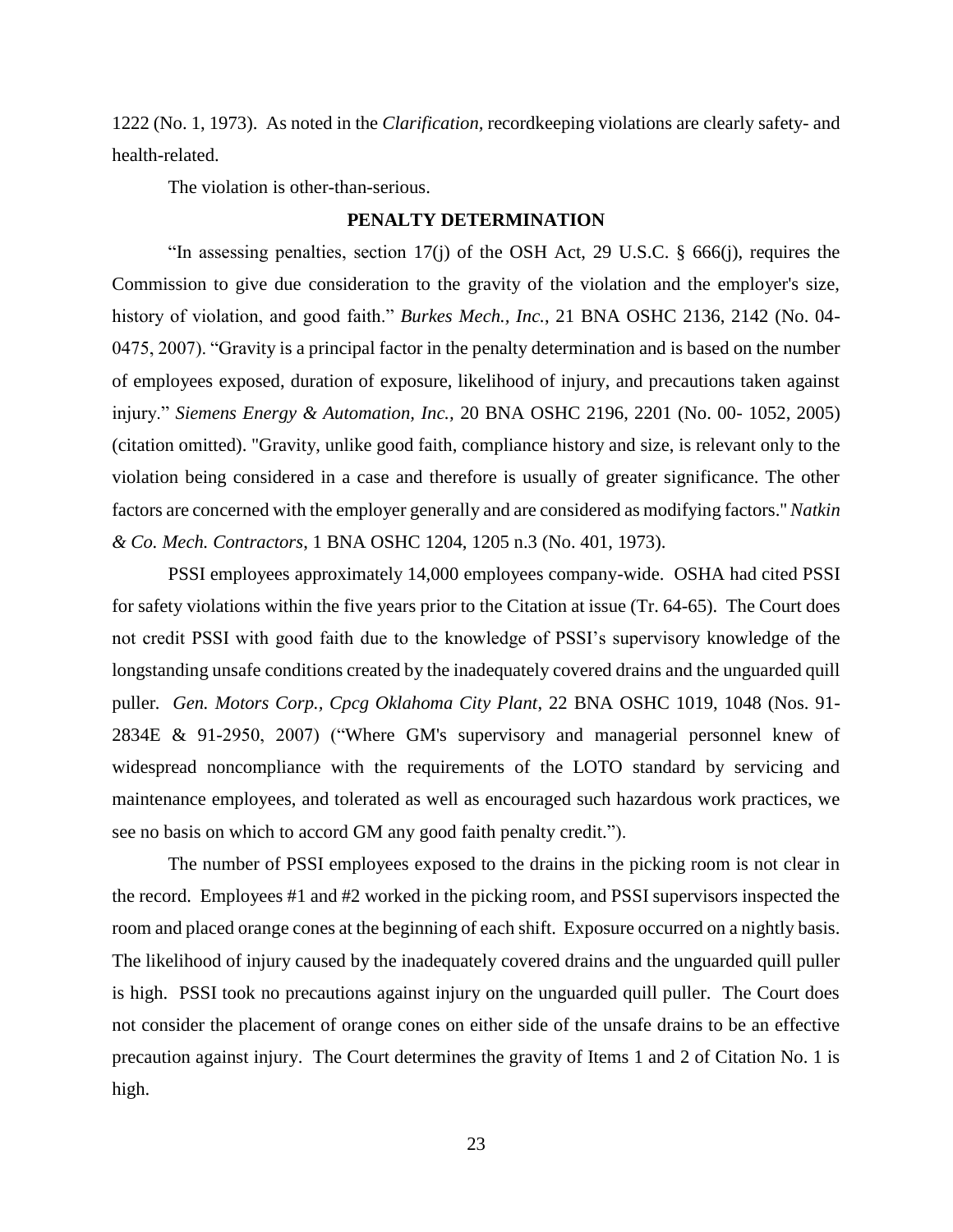1222 (No. 1, 1973). As noted in the *Clarification*, recordkeeping violations are clearly safety- and health-related.

The violation is other-than-serious.

## PENALTY DETERMINATION

"In assessing penalties, section 17(j) of the OSH Act, 29 U.S.C. § 666(j), requires the Commission to give due consideration to the gravity of the violation and the employer's size, history of violation, and good faith." *Burkes Mech., Inc.*, 21 BNA OSHC 2136, 2142 (No. 04-0475, 2007). "Gravity is a principal factor in the penalty determination and is based on the number of employees exposed, duration of exposure, likelihood of injury, and precautions taken against injury." *Siemens Energy & Automation, Inc.*, 20 BNA OSHC 2196, 2201 (No. 00- 1052, 2005) (citation omitted). "Gravity, unlike good faith, compliance history and size, is relevant only to the violation being considered in a case and therefore is usually of greater significance. The other factors are concerned with the employer generally and are considered as modifying factors." *Natkin & Co. Mech. Contractors*, 1 BNA OSHC 1204, 1205 n.3 (No. 401, 1973).

PSSI employees approximately 14,000 employees company-wide. OSHA had cited PSSI for safety violations within the five years prior to the Citation at issue (Tr. 64-65). The Court does not credit PSSI with good faith due to the knowledge of PSSI's supervisory knowledge of the longstanding unsafe conditions created by the inadequately covered drains and the unguarded quill puller. *Gen. Motors Corp., Cpcg Oklahoma City Plant*, 22 BNA OSHC 1019, 1048 (Nos. 91-2834E & 91-2950, 2007) ("Where GM's supervisory and managerial personnel knew of widespread noncompliance with the requirements of the LOTO standard by servicing and maintenance employees, and tolerated as well as encouraged such hazardous work practices, we see no basis on which to accord GM any good faith penalty credit.").

The number of PSSI employees exposed to the drains in the picking room is not clear in the record. Employees #1 and #2 worked in the picking room, and PSSI supervisors inspected the room and placed orange cones at the beginning of each shift. Exposure occurred on a nightly basis. The likelihood of injury caused by the inadequately covered drains and the unguarded quill puller is high. PSSI took no precautions against injury on the unguarded quill puller. The Court does not consider the placement of orange cones on either side of the unsafe drains to be an effective precaution against injury. The Court determines the gravity of Items 1 and 2 of Citation No. 1 is high.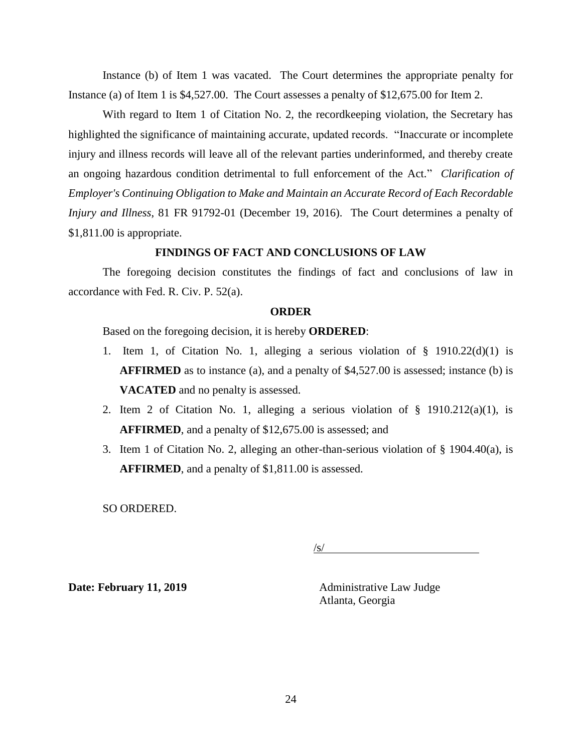Instance (b) of Item 1 was vacated. The Court determines the appropriate penalty for Instance (a) of Item 1 is $4,527.00. The Court assesses a penalty of $12,675.00 for Item 2.

With regard to Item 1 of Citation No. 2, the recordkeeping violation, the Secretary has highlighted the significance of maintaining accurate, updated records. "Inaccurate or incomplete injury and illness records will leave all of the relevant parties underinformed, and thereby create an ongoing hazardous condition detrimental to full enforcement of the Act." *Clarification of Employer's Continuing Obligation to Make and Maintain an Accurate Record of Each Recordable Injury and Illness*, 81 FR 91792-01 (December 19, 2016). The Court determines a penalty of $1,811.00 is appropriate.

## FINDINGS OF FACT AND CONCLUSIONS OF LAW

The foregoing decision constitutes the findings of fact and conclusions of law in accordance with Fed. R. Civ. P. 52(a).

## ORDER

Based on the foregoing decision, it is hereby **ORDERED**:

1. Item 1, of Citation No. 1, alleging a serious violation of § 1910.22(d)(1) is **AFFIRMED** as to instance (a), and a penalty of $4,527.00 is assessed; instance (b) is **VACATED** and no penalty is assessed.
2. Item 2 of Citation No. 1, alleging a serious violation of § 1910.212(a)(1), is **AFFIRMED**, and a penalty of $12,675.00 is assessed; and
3. Item 1 of Citation No. 2, alleging an other-than-serious violation of § 1904.40(a), is **AFFIRMED**, and a penalty of $1,811.00 is assessed.

SO ORDERED.

/s/

**Date: February 11, 2019**

Administrative Law Judge
Atlanta, Georgia